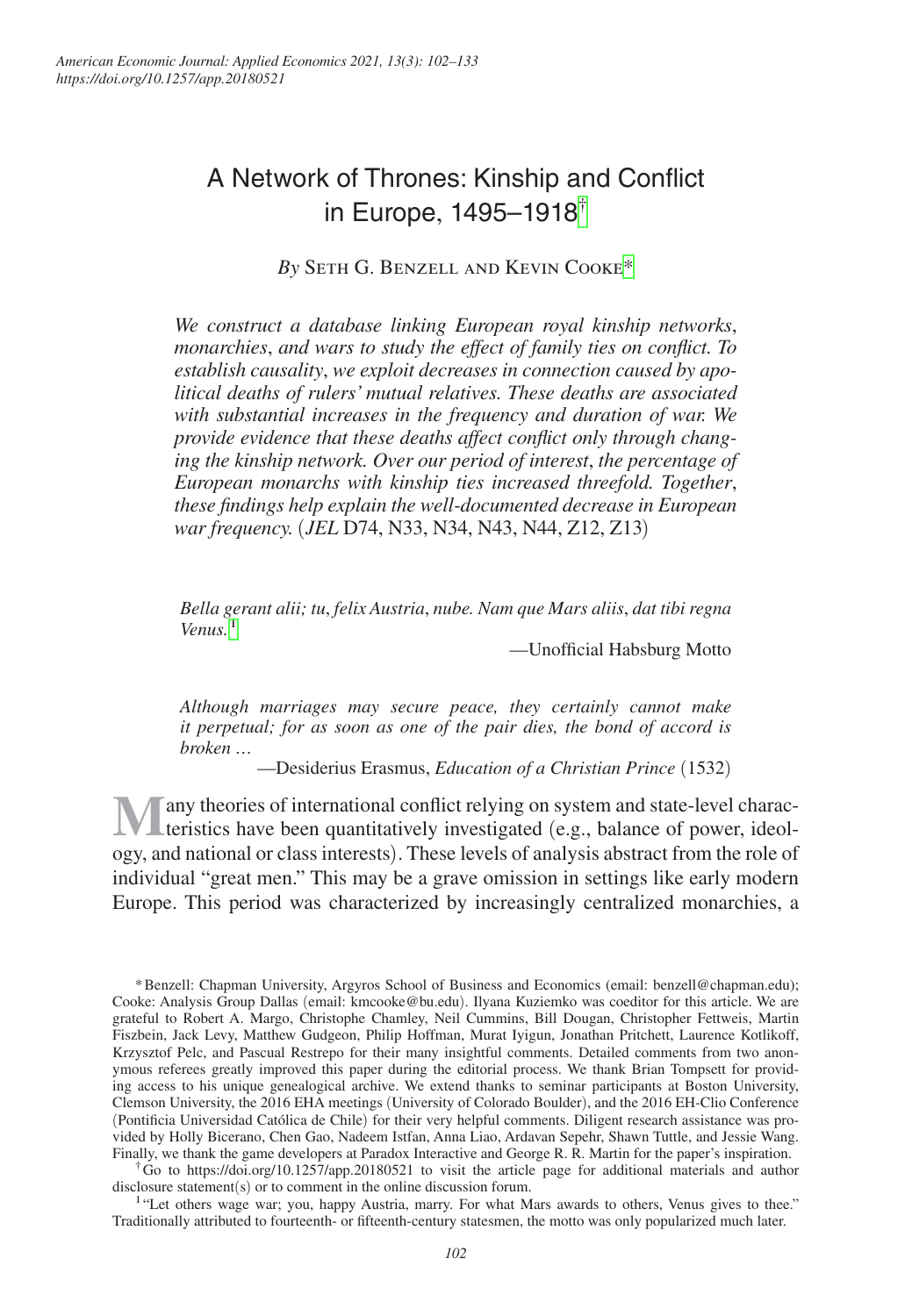# A Network of Thrones: Kinship and Conflict in Europe, 1495–1918[†]

*By* Seth G. Benzell and Kevin Cooke[*]

*We construct a database linking European royal kinship networks, monarchies, and wars to study the effect of family ties on conflict. To establish causality, we exploit decreases in connection caused by apolitical deaths of rulers' mutual relatives. These deaths are associated with substantial increases in the frequency and duration of war. We provide evidence that these deaths affect conflict only through changing the kinship network. Over our period of interest, the percentage of European monarchs with kinship ties increased threefold. Together, these findings help explain the well-documented decrease in European war frequency.* (*JEL* D74, N33, N34, N43, N44, Z12, Z13)

> *Bella gerant alii; tu, felix Austria, nube. Nam que Mars aliis, dat tibi regna Venus.*[1]
>
> —Unofficial Habsburg Motto

> *Although marriages may secure peace, they certainly cannot make it perpetual; for as soon as one of the pair dies, the bond of accord is broken …*
>
> —Desiderius Erasmus, *Education of a Christian Prince* (1532)

Many theories of international conflict relying on system and state-level characteristics have been quantitatively investigated (e.g., balance of power, ideology, and national or class interests). These levels of analysis abstract from the role of individual "great men." This may be a grave omission in settings like early modern Europe. This period was characterized by increasingly centralized monarchies, a

---

[*] Benzell: Chapman University, Argyros School of Business and Economics (email: benzell@chapman.edu); Cooke: Analysis Group Dallas (email: kmcooke@bu.edu). Ilyana Kuziemko was coeditor for this article. We are grateful to Robert A. Margo, Christophe Chamley, Neil Cummins, Bill Dougan, Christopher Fettweis, Martin Fiszbein, Jack Levy, Matthew Gudgeon, Philip Hoffman, Murat Iyigun, Jonathan Pritchett, Laurence Kotlikoff, Krzysztof Pelc, and Pascual Restrepo for their many insightful comments. Detailed comments from two anonymous referees greatly improved this paper during the editorial process. We thank Brian Tompsett for providing access to his unique genealogical archive. We extend thanks to seminar participants at Boston University, Clemson University, the 2016 EHA meetings (University of Colorado Boulder), and the 2016 EH-Clio Conference (Pontificia Universidad Católica de Chile) for their very helpful comments. Diligent research assistance was provided by Holly Bicerano, Chen Gao, Nadeem Istfan, Anna Liao, Ardavan Sepehr, Shawn Tuttle, and Jessie Wang. Finally, we thank the game developers at Paradox Interactive and George R. R. Martin for the paper's inspiration.

[†] Go to https://doi.org/10.1257/app.20180521 to visit the article page for additional materials and author disclosure statement(s) or to comment in the online discussion forum.

[1] "Let others wage war; you, happy Austria, marry. For what Mars awards to others, Venus gives to thee." Traditionally attributed to fourteenth- or fifteenth-century statesmen, the motto was only popularized much later.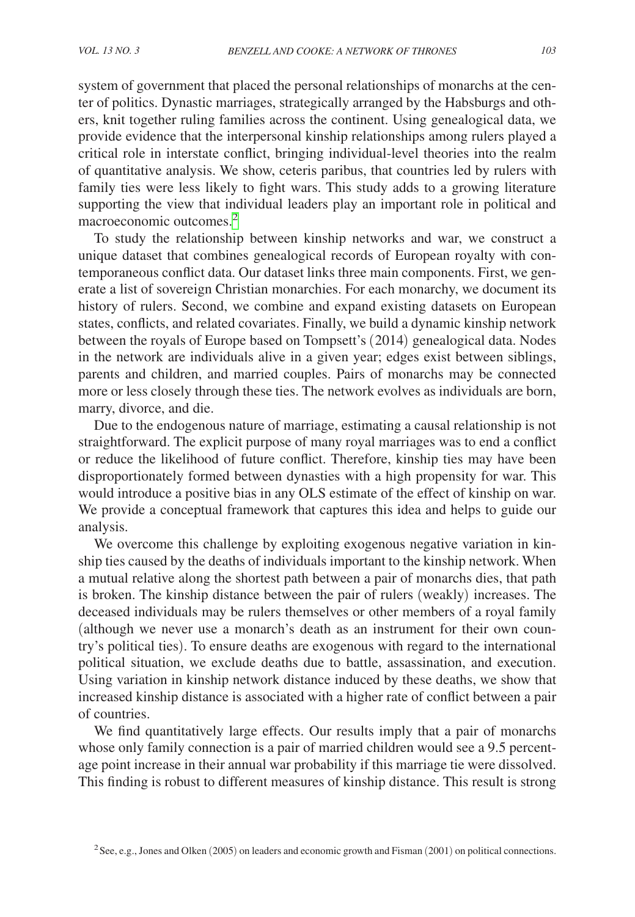system of government that placed the personal relationships of monarchs at the center of politics. Dynastic marriages, strategically arranged by the Habsburgs and others, knit together ruling families across the continent. Using genealogical data, we provide evidence that the interpersonal kinship relationships among rulers played a critical role in interstate conflict, bringing individual-level theories into the realm of quantitative analysis. We show, ceteris paribus, that countries led by rulers with family ties were less likely to fight wars. This study adds to a growing literature supporting the view that individual leaders play an important role in political and macroeconomic outcomes.[2]

To study the relationship between kinship networks and war, we construct a unique dataset that combines genealogical records of European royalty with contemporaneous conflict data. Our dataset links three main components. First, we generate a list of sovereign Christian monarchies. For each monarchy, we document its history of rulers. Second, we combine and expand existing datasets on European states, conflicts, and related covariates. Finally, we build a dynamic kinship network between the royals of Europe based on Tompsett's (2014) genealogical data. Nodes in the network are individuals alive in a given year; edges exist between siblings, parents and children, and married couples. Pairs of monarchs may be connected more or less closely through these ties. The network evolves as individuals are born, marry, divorce, and die.

Due to the endogenous nature of marriage, estimating a causal relationship is not straightforward. The explicit purpose of many royal marriages was to end a conflict or reduce the likelihood of future conflict. Therefore, kinship ties may have been disproportionately formed between dynasties with a high propensity for war. This would introduce a positive bias in any OLS estimate of the effect of kinship on war. We provide a conceptual framework that captures this idea and helps to guide our analysis.

We overcome this challenge by exploiting exogenous negative variation in kinship ties caused by the deaths of individuals important to the kinship network. When a mutual relative along the shortest path between a pair of monarchs dies, that path is broken. The kinship distance between the pair of rulers (weakly) increases. The deceased individuals may be rulers themselves or other members of a royal family (although we never use a monarch's death as an instrument for their own country's political ties). To ensure deaths are exogenous with regard to the international political situation, we exclude deaths due to battle, assassination, and execution. Using variation in kinship network distance induced by these deaths, we show that increased kinship distance is associated with a higher rate of conflict between a pair of countries.

We find quantitatively large effects. Our results imply that a pair of monarchs whose only family connection is a pair of married children would see a 9.5 percentage point increase in their annual war probability if this marriage tie were dissolved. This finding is robust to different measures of kinship distance. This result is strong

[2] See, e.g., Jones and Olken (2005) on leaders and economic growth and Fisman (2001) on political connections.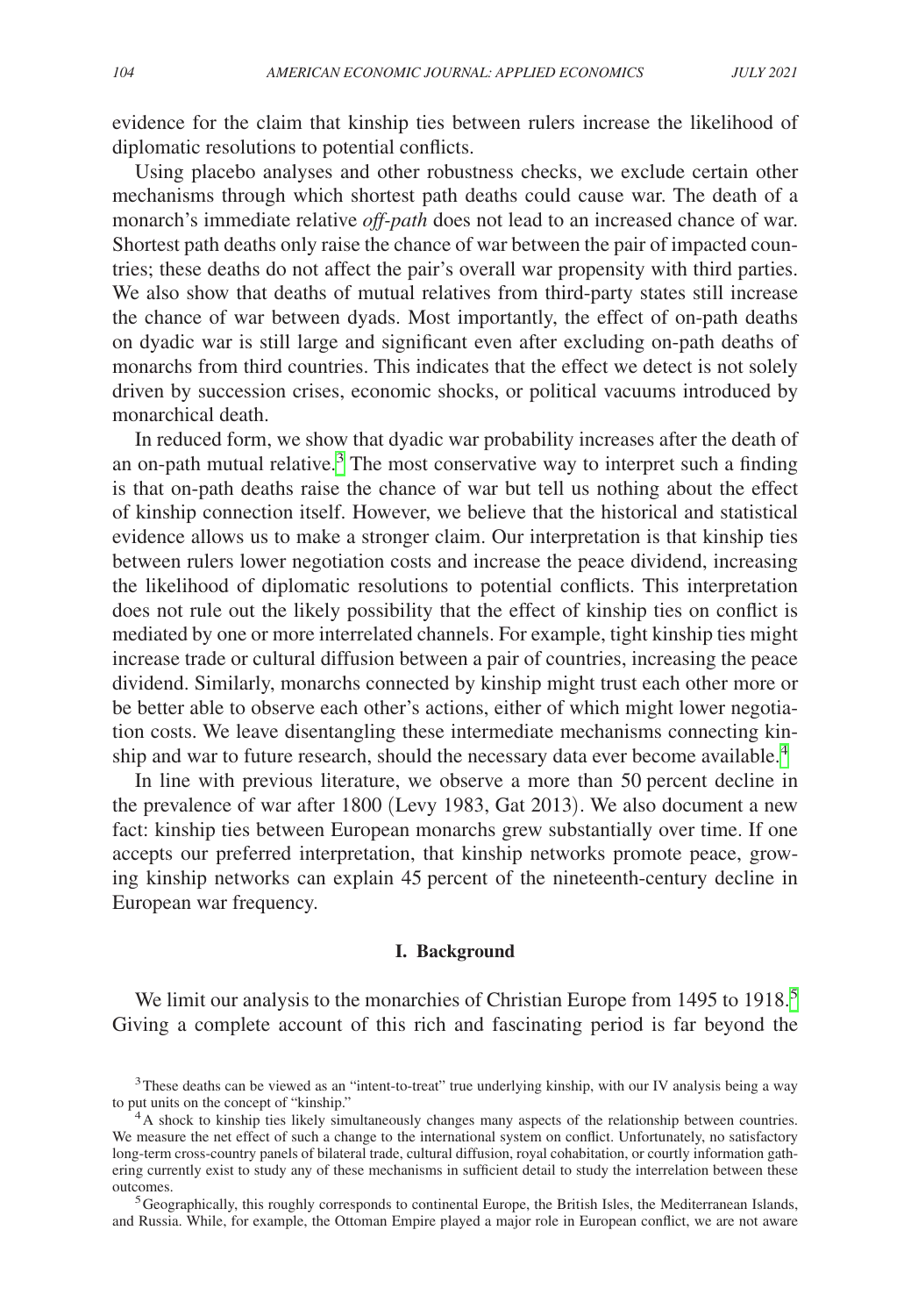evidence for the claim that kinship ties between rulers increase the likelihood of diplomatic resolutions to potential conflicts.

Using placebo analyses and other robustness checks, we exclude certain other mechanisms through which shortest path deaths could cause war. The death of a monarch's immediate relative *off-path* does not lead to an increased chance of war. Shortest path deaths only raise the chance of war between the pair of impacted countries; these deaths do not affect the pair's overall war propensity with third parties. We also show that deaths of mutual relatives from third-party states still increase the chance of war between dyads. Most importantly, the effect of on-path deaths on dyadic war is still large and significant even after excluding on-path deaths of monarchs from third countries. This indicates that the effect we detect is not solely driven by succession crises, economic shocks, or political vacuums introduced by monarchical death.

In reduced form, we show that dyadic war probability increases after the death of an on-path mutual relative.[3] The most conservative way to interpret such a finding is that on-path deaths raise the chance of war but tell us nothing about the effect of kinship connection itself. However, we believe that the historical and statistical evidence allows us to make a stronger claim. Our interpretation is that kinship ties between rulers lower negotiation costs and increase the peace dividend, increasing the likelihood of diplomatic resolutions to potential conflicts. This interpretation does not rule out the likely possibility that the effect of kinship ties on conflict is mediated by one or more interrelated channels. For example, tight kinship ties might increase trade or cultural diffusion between a pair of countries, increasing the peace dividend. Similarly, monarchs connected by kinship might trust each other more or be better able to observe each other's actions, either of which might lower negotiation costs. We leave disentangling these intermediate mechanisms connecting kinship and war to future research, should the necessary data ever become available.[4]

In line with previous literature, we observe a more than 50 percent decline in the prevalence of war after 1800 (Levy 1983, Gat 2013). We also document a new fact: kinship ties between European monarchs grew substantially over time. If one accepts our preferred interpretation, that kinship networks promote peace, growing kinship networks can explain 45 percent of the nineteenth-century decline in European war frequency.

## I. Background

We limit our analysis to the monarchies of Christian Europe from 1495 to 1918.[5] Giving a complete account of this rich and fascinating period is far beyond the

[3] These deaths can be viewed as an "intent-to-treat" true underlying kinship, with our IV analysis being a way to put units on the concept of "kinship."

[4] A shock to kinship ties likely simultaneously changes many aspects of the relationship between countries. We measure the net effect of such a change to the international system on conflict. Unfortunately, no satisfactory long-term cross-country panels of bilateral trade, cultural diffusion, royal cohabitation, or courtly information gathering currently exist to study any of these mechanisms in sufficient detail to study the interrelation between these outcomes.

[5] Geographically, this roughly corresponds to continental Europe, the British Isles, the Mediterranean Islands, and Russia. While, for example, the Ottoman Empire played a major role in European conflict, we are not aware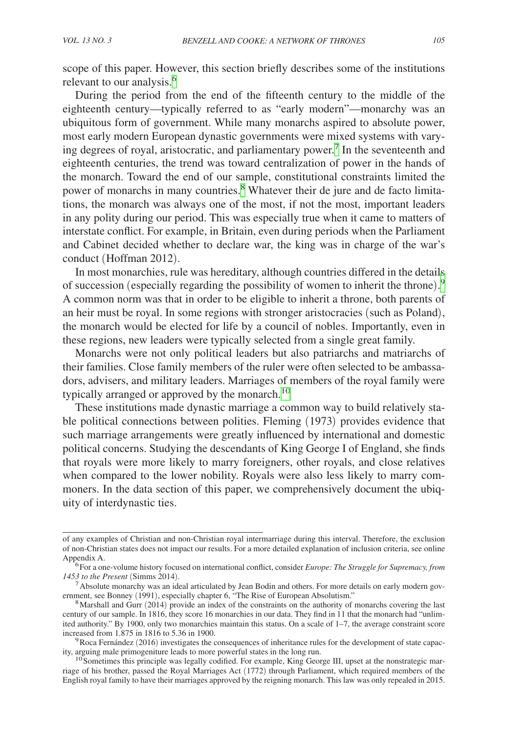scope of this paper. However, this section briefly describes some of the institutions relevant to our analysis.[6]

During the period from the end of the fifteenth century to the middle of the eighteenth century—typically referred to as "early modern"—monarchy was an ubiquitous form of government. While many monarchs aspired to absolute power, most early modern European dynastic governments were mixed systems with varying degrees of royal, aristocratic, and parliamentary power.[7] In the seventeenth and eighteenth centuries, the trend was toward centralization of power in the hands of the monarch. Toward the end of our sample, constitutional constraints limited the power of monarchs in many countries.[8] Whatever their de jure and de facto limitations, the monarch was always one of the most, if not the most, important leaders in any polity during our period. This was especially true when it came to matters of interstate conflict. For example, in Britain, even during periods when the Parliament and Cabinet decided whether to declare war, the king was in charge of the war's conduct (Hoffman 2012).

In most monarchies, rule was hereditary, although countries differed in the details of succession (especially regarding the possibility of women to inherit the throne).[9] A common norm was that in order to be eligible to inherit a throne, both parents of an heir must be royal. In some regions with stronger aristocracies (such as Poland), the monarch would be elected for life by a council of nobles. Importantly, even in these regions, new leaders were typically selected from a single great family.

Monarchs were not only political leaders but also patriarchs and matriarchs of their families. Close family members of the ruler were often selected to be ambassadors, advisers, and military leaders. Marriages of members of the royal family were typically arranged or approved by the monarch.[10]

These institutions made dynastic marriage a common way to build relatively stable political connections between polities. Fleming (1973) provides evidence that such marriage arrangements were greatly influenced by international and domestic political concerns. Studying the descendants of King George I of England, she finds that royals were more likely to marry foreigners, other royals, and close relatives when compared to the lower nobility. Royals were also less likely to marry commoners. In the data section of this paper, we comprehensively document the ubiquity of interdynastic ties.

---

of any examples of Christian and non-Christian royal intermarriage during this interval. Therefore, the exclusion of non-Christian states does not impact our results. For a more detailed explanation of inclusion criteria, see online Appendix A.

[6] For a one-volume history focused on international conflict, consider *Europe: The Struggle for Supremacy, from 1453 to the Present* (Simms 2014).

[7] Absolute monarchy was an ideal articulated by Jean Bodin and others. For more details on early modern government, see Bonney (1991), especially chapter 6, "The Rise of European Absolutism."

[8] Marshall and Gurr (2014) provide an index of the constraints on the authority of monarchs covering the last century of our sample. In 1816, they score 16 monarchies in our data. They find in 11 that the monarch had "unlimited authority." By 1900, only two monarchies maintain this status. On a scale of 1–7, the average constraint score increased from 1.875 in 1816 to 5.36 in 1900.

[9] Roca Fernández (2016) investigates the consequences of inheritance rules for the development of state capacity, arguing male primogeniture leads to more powerful states in the long run.

[10] Sometimes this principle was legally codified. For example, King George III, upset at the nonstrategic marriage of his brother, passed the Royal Marriages Act (1772) through Parliament, which required members of the English royal family to have their marriages approved by the reigning monarch. This law was only repealed in 2015.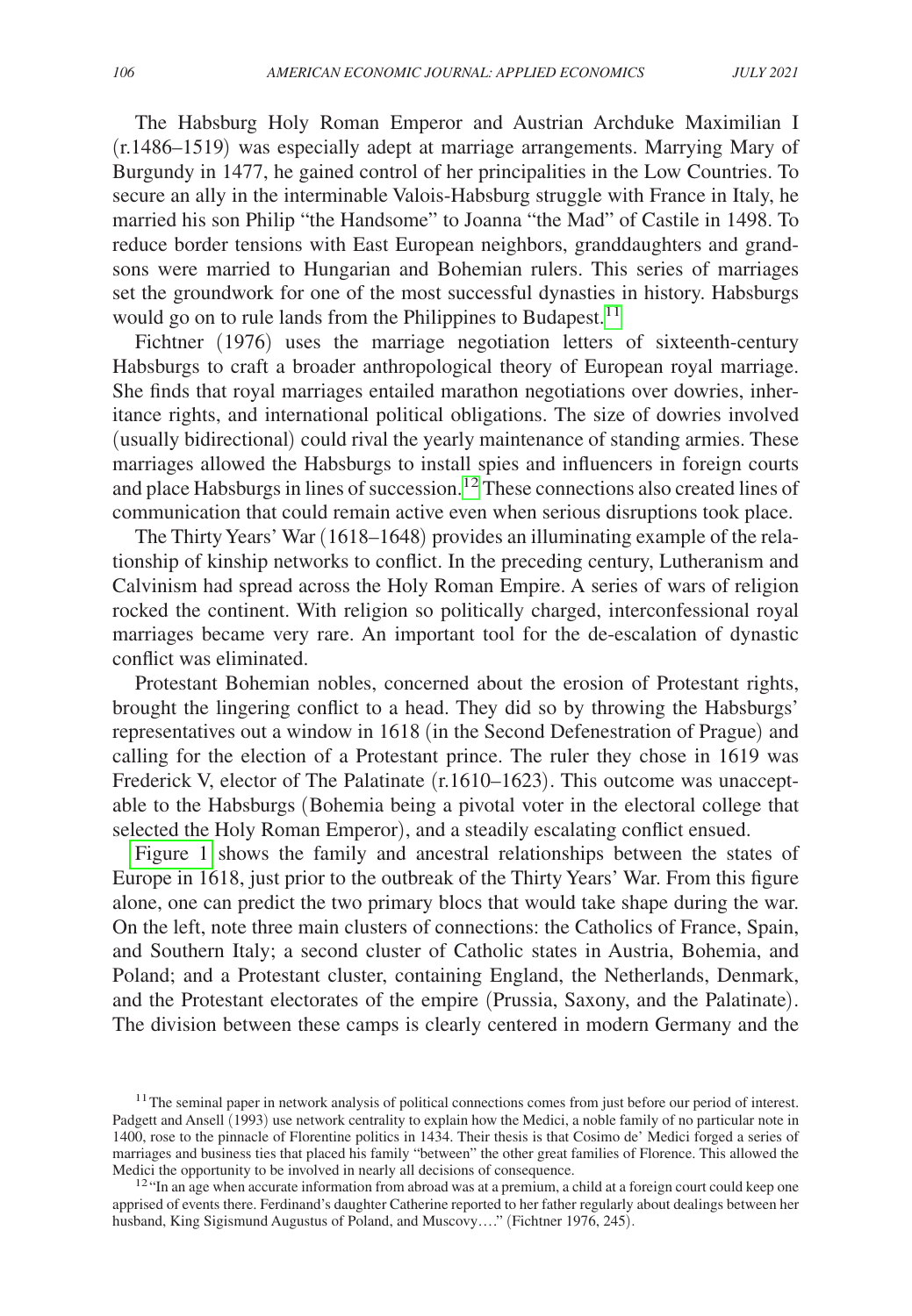The Habsburg Holy Roman Emperor and Austrian Archduke Maximilian I (r.1486–1519) was especially adept at marriage arrangements. Marrying Mary of Burgundy in 1477, he gained control of her principalities in the Low Countries. To secure an ally in the interminable Valois-Habsburg struggle with France in Italy, he married his son Philip "the Handsome" to Joanna "the Mad" of Castile in 1498. To reduce border tensions with East European neighbors, granddaughters and grandsons were married to Hungarian and Bohemian rulers. This series of marriages set the groundwork for one of the most successful dynasties in history. Habsburgs would go on to rule lands from the Philippines to Budapest.[11]

Fichtner (1976) uses the marriage negotiation letters of sixteenth-century Habsburgs to craft a broader anthropological theory of European royal marriage. She finds that royal marriages entailed marathon negotiations over dowries, inheritance rights, and international political obligations. The size of dowries involved (usually bidirectional) could rival the yearly maintenance of standing armies. These marriages allowed the Habsburgs to install spies and influencers in foreign courts and place Habsburgs in lines of succession.[12] These connections also created lines of communication that could remain active even when serious disruptions took place.

The Thirty Years' War (1618–1648) provides an illuminating example of the relationship of kinship networks to conflict. In the preceding century, Lutheranism and Calvinism had spread across the Holy Roman Empire. A series of wars of religion rocked the continent. With religion so politically charged, interconfessional royal marriages became very rare. An important tool for the de-escalation of dynastic conflict was eliminated.

Protestant Bohemian nobles, concerned about the erosion of Protestant rights, brought the lingering conflict to a head. They did so by throwing the Habsburgs' representatives out a window in 1618 (in the Second Defenestration of Prague) and calling for the election of a Protestant prince. The ruler they chose in 1619 was Frederick V, elector of The Palatinate (r.1610–1623). This outcome was unacceptable to the Habsburgs (Bohemia being a pivotal voter in the electoral college that selected the Holy Roman Emperor), and a steadily escalating conflict ensued.

Figure 1 shows the family and ancestral relationships between the states of Europe in 1618, just prior to the outbreak of the Thirty Years' War. From this figure alone, one can predict the two primary blocs that would take shape during the war. On the left, note three main clusters of connections: the Catholics of France, Spain, and Southern Italy; a second cluster of Catholic states in Austria, Bohemia, and Poland; and a Protestant cluster, containing England, the Netherlands, Denmark, and the Protestant electorates of the empire (Prussia, Saxony, and the Palatinate). The division between these camps is clearly centered in modern Germany and the

[11] The seminal paper in network analysis of political connections comes from just before our period of interest. Padgett and Ansell (1993) use network centrality to explain how the Medici, a noble family of no particular note in 1400, rose to the pinnacle of Florentine politics in 1434. Their thesis is that Cosimo de' Medici forged a series of marriages and business ties that placed his family "between" the other great families of Florence. This allowed the Medici the opportunity to be involved in nearly all decisions of consequence.

[12] "In an age when accurate information from abroad was at a premium, a child at a foreign court could keep one apprised of events there. Ferdinand's daughter Catherine reported to her father regularly about dealings between her husband, King Sigismund Augustus of Poland, and Muscovy…." (Fichtner 1976, 245).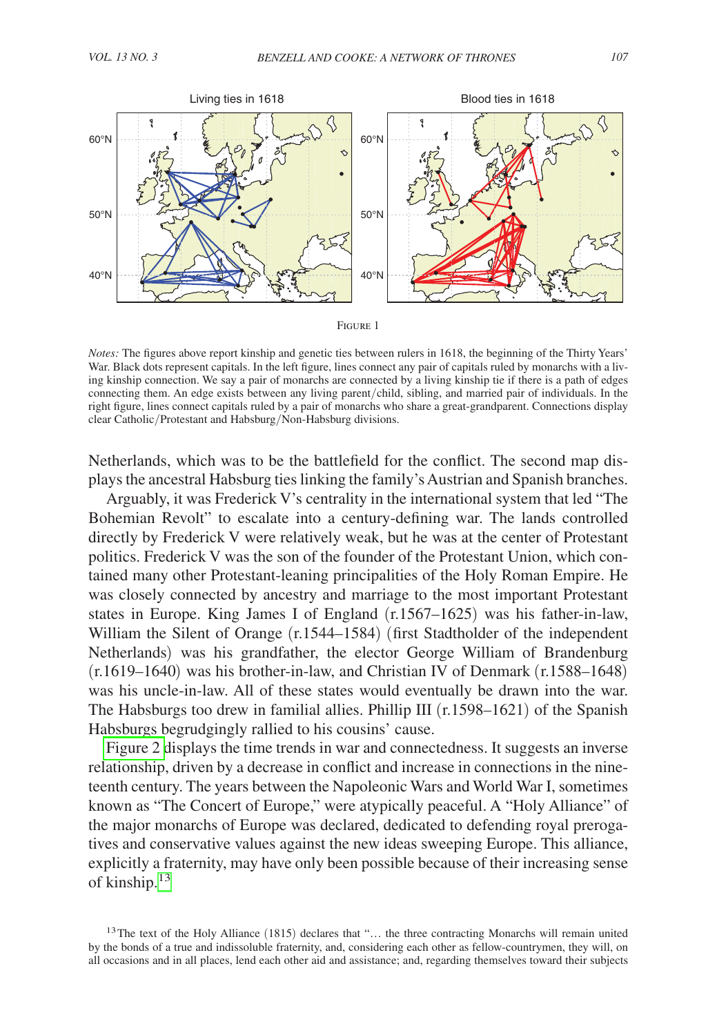Figure 1

*Notes:* The figures above report kinship and genetic ties between rulers in 1618, the beginning of the Thirty Years' War. Black dots represent capitals. In the left figure, lines connect any pair of capitals ruled by monarchs with a living kinship connection. We say a pair of monarchs are connected by a living kinship tie if there is a path of edges connecting them. An edge exists between any living parent/child, sibling, and married pair of individuals. In the right figure, lines connect capitals ruled by a pair of monarchs who share a great-grandparent. Connections display clear Catholic/Protestant and Habsburg/Non-Habsburg divisions.

Netherlands, which was to be the battlefield for the conflict. The second map displays the ancestral Habsburg ties linking the family's Austrian and Spanish branches.

Arguably, it was Frederick V's centrality in the international system that led "The Bohemian Revolt" to escalate into a century-defining war. The lands controlled directly by Frederick V were relatively weak, but he was at the center of Protestant politics. Frederick V was the son of the founder of the Protestant Union, which contained many other Protestant-leaning principalities of the Holy Roman Empire. He was closely connected by ancestry and marriage to the most important Protestant states in Europe. King James I of England (r.1567–1625) was his father-in-law, William the Silent of Orange (r.1544–1584) (first Stadtholder of the independent Netherlands) was his grandfather, the elector George William of Brandenburg (r.1619–1640) was his brother-in-law, and Christian IV of Denmark (r.1588–1648) was his uncle-in-law. All of these states would eventually be drawn into the war. The Habsburgs too drew in familial allies. Phillip III (r.1598–1621) of the Spanish Habsburgs begrudgingly rallied to his cousins' cause.

Figure 2 displays the time trends in war and connectedness. It suggests an inverse relationship, driven by a decrease in conflict and increase in connections in the nineteenth century. The years between the Napoleonic Wars and World War I, sometimes known as "The Concert of Europe," were atypically peaceful. A "Holy Alliance" of the major monarchs of Europe was declared, dedicated to defending royal prerogatives and conservative values against the new ideas sweeping Europe. This alliance, explicitly a fraternity, may have only been possible because of their increasing sense of kinship.[13]

[13] The text of the Holy Alliance (1815) declares that "… the three contracting Monarchs will remain united by the bonds of a true and indissoluble fraternity, and, considering each other as fellow-countrymen, they will, on all occasions and in all places, lend each other aid and assistance; and, regarding themselves toward their subjects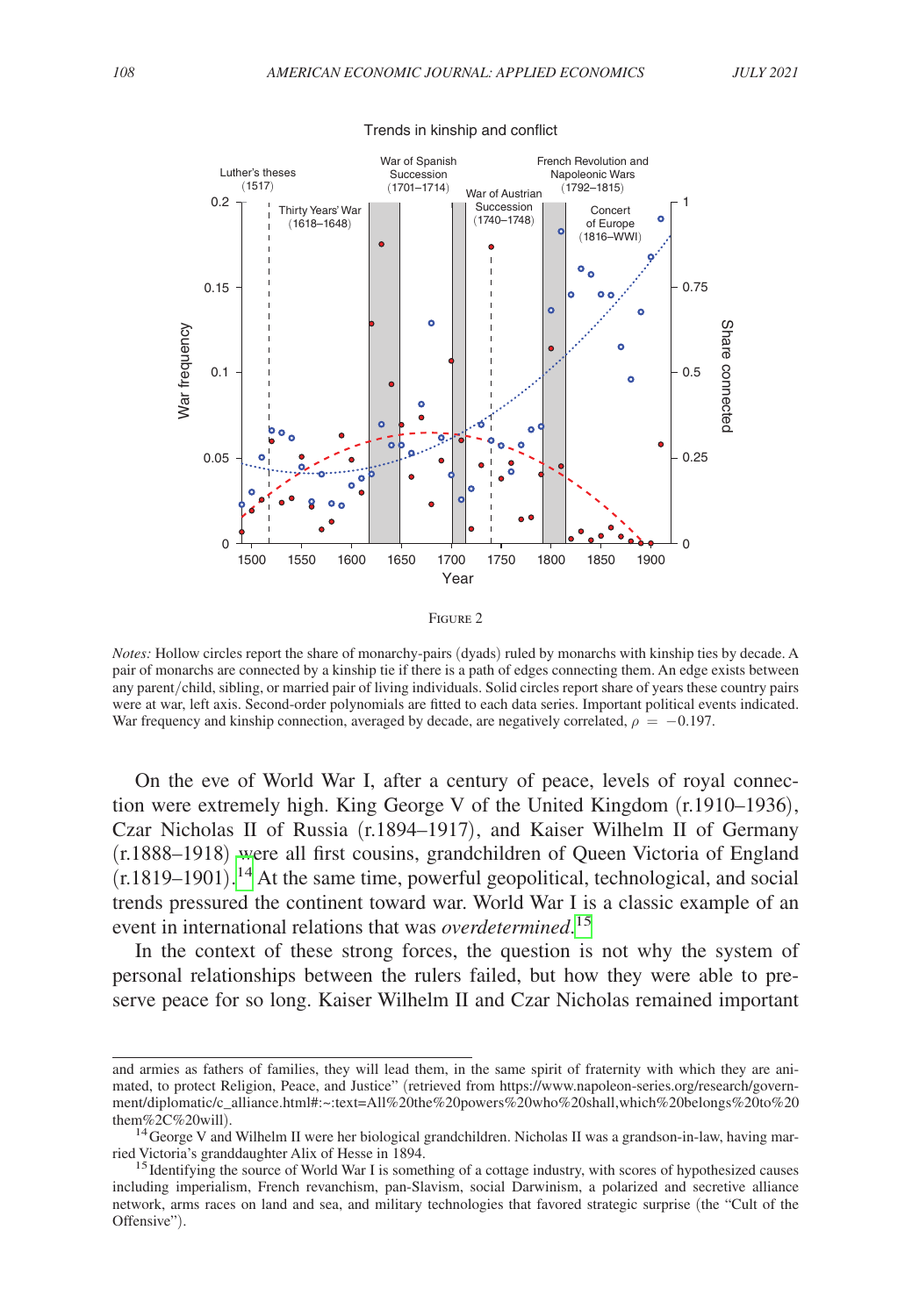Figure 2

*Notes:* Hollow circles report the share of monarchy-pairs (dyads) ruled by monarchs with kinship ties by decade. A pair of monarchs are connected by a kinship tie if there is a path of edges connecting them. An edge exists between any parent/child, sibling, or married pair of living individuals. Solid circles report share of years these country pairs were at war, left axis. Second-order polynomials are fitted to each data series. Important political events indicated. War frequency and kinship connection, averaged by decade, are negatively correlated, $\rho = -0.197$.

On the eve of World War I, after a century of peace, levels of royal connection were extremely high. King George V of the United Kingdom (r.1910–1936), Czar Nicholas II of Russia (r.1894–1917), and Kaiser Wilhelm II of Germany (r.1888–1918) were all first cousins, grandchildren of Queen Victoria of England (r.1819–1901).[14] At the same time, powerful geopolitical, technological, and social trends pressured the continent toward war. World War I is a classic example of an event in international relations that was *overdetermined*.[15]

In the context of these strong forces, the question is not why the system of personal relationships between the rulers failed, but how they were able to preserve peace for so long. Kaiser Wilhelm II and Czar Nicholas remained important

and armies as fathers of families, they will lead them, in the same spirit of fraternity with which they are animated, to protect Religion, Peace, and Justice" (retrieved from https://www.napoleon-series.org/research/government/diplomatic/c_alliance.html#:~:text=All%20the%20powers%20who%20shall,which%20belongs%20to%20them%2C%20will).

[14] George V and Wilhelm II were her biological grandchildren. Nicholas II was a grandson-in-law, having married Victoria's granddaughter Alix of Hesse in 1894.

[15] Identifying the source of World War I is something of a cottage industry, with scores of hypothesized causes including imperialism, French revanchism, pan-Slavism, social Darwinism, a polarized and secretive alliance network, arms races on land and sea, and military technologies that favored strategic surprise (the "Cult of the Offensive").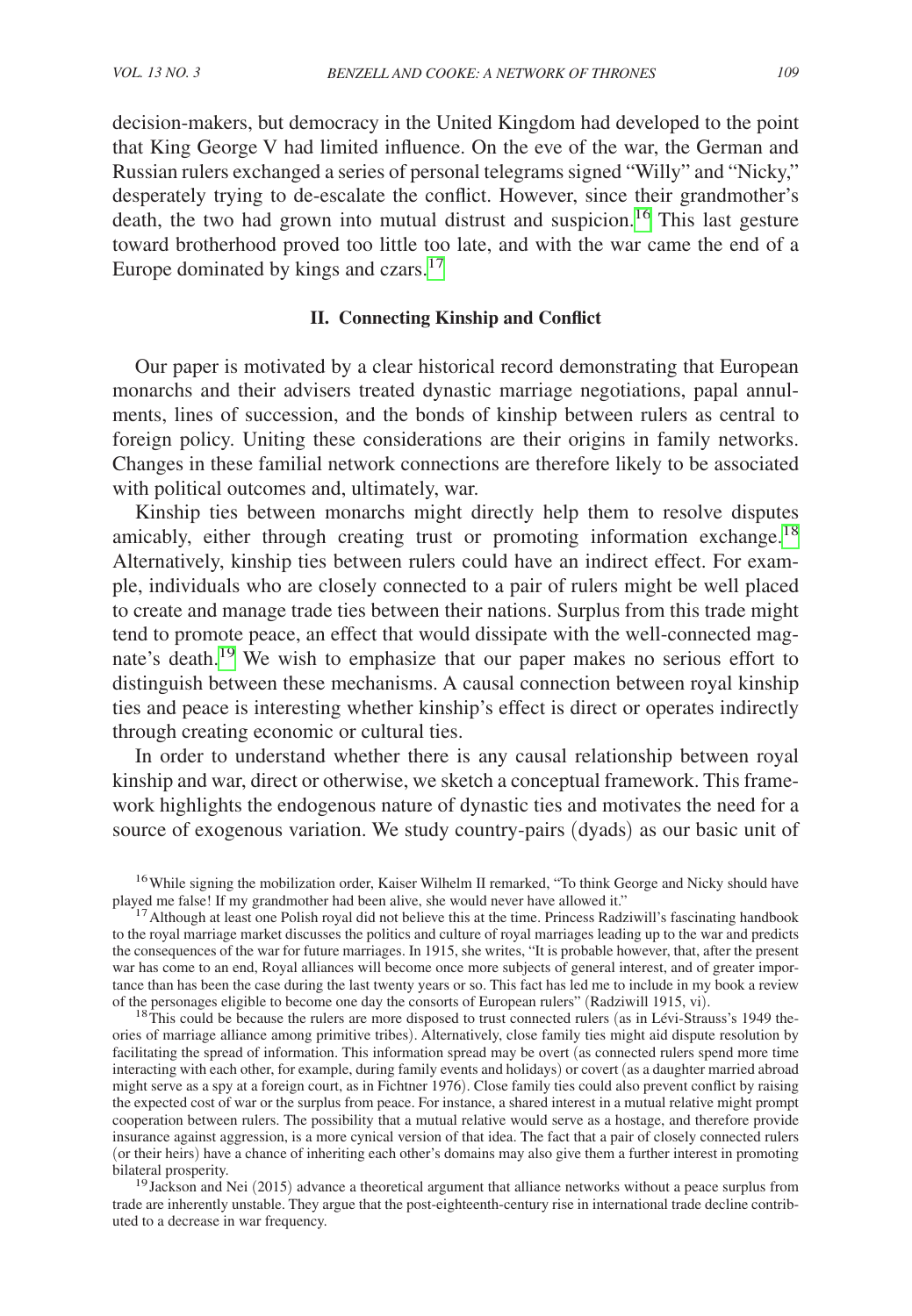decision-makers, but democracy in the United Kingdom had developed to the point that King George V had limited influence. On the eve of the war, the German and Russian rulers exchanged a series of personal telegrams signed "Willy" and "Nicky," desperately trying to de-escalate the conflict. However, since their grandmother's death, the two had grown into mutual distrust and suspicion.[16] This last gesture toward brotherhood proved too little too late, and with the war came the end of a Europe dominated by kings and czars.[17]

## II. Connecting Kinship and Conflict

Our paper is motivated by a clear historical record demonstrating that European monarchs and their advisers treated dynastic marriage negotiations, papal annulments, lines of succession, and the bonds of kinship between rulers as central to foreign policy. Uniting these considerations are their origins in family networks. Changes in these familial network connections are therefore likely to be associated with political outcomes and, ultimately, war.

Kinship ties between monarchs might directly help them to resolve disputes amicably, either through creating trust or promoting information exchange.[18] Alternatively, kinship ties between rulers could have an indirect effect. For example, individuals who are closely connected to a pair of rulers might be well placed to create and manage trade ties between their nations. Surplus from this trade might tend to promote peace, an effect that would dissipate with the well-connected magnate's death.[19] We wish to emphasize that our paper makes no serious effort to distinguish between these mechanisms. A causal connection between royal kinship ties and peace is interesting whether kinship's effect is direct or operates indirectly through creating economic or cultural ties.

In order to understand whether there is any causal relationship between royal kinship and war, direct or otherwise, we sketch a conceptual framework. This framework highlights the endogenous nature of dynastic ties and motivates the need for a source of exogenous variation. We study country-pairs (dyads) as our basic unit of

[16] While signing the mobilization order, Kaiser Wilhelm II remarked, "To think George and Nicky should have played me false! If my grandmother had been alive, she would never have allowed it."

[17] Although at least one Polish royal did not believe this at the time. Princess Radziwill's fascinating handbook to the royal marriage market discusses the politics and culture of royal marriages leading up to the war and predicts the consequences of the war for future marriages. In 1915, she writes, "It is probable however, that, after the present war has come to an end, Royal alliances will become once more subjects of general interest, and of greater importance than has been the case during the last twenty years or so. This fact has led me to include in my book a review of the personages eligible to become one day the consorts of European rulers" (Radziwill 1915, vi).

[18] This could be because the rulers are more disposed to trust connected rulers (as in Lévi-Strauss's 1949 theories of marriage alliance among primitive tribes). Alternatively, close family ties might aid dispute resolution by facilitating the spread of information. This information spread may be overt (as connected rulers spend more time interacting with each other, for example, during family events and holidays) or covert (as a daughter married abroad might serve as a spy at a foreign court, as in Fichtner 1976). Close family ties could also prevent conflict by raising the expected cost of war or the surplus from peace. For instance, a shared interest in a mutual relative might prompt cooperation between rulers. The possibility that a mutual relative would serve as a hostage, and therefore provide insurance against aggression, is a more cynical version of that idea. The fact that a pair of closely connected rulers (or their heirs) have a chance of inheriting each other's domains may also give them a further interest in promoting bilateral prosperity.

[19] Jackson and Nei (2015) advance a theoretical argument that alliance networks without a peace surplus from trade are inherently unstable. They argue that the post-eighteenth-century rise in international trade decline contributed to a decrease in war frequency.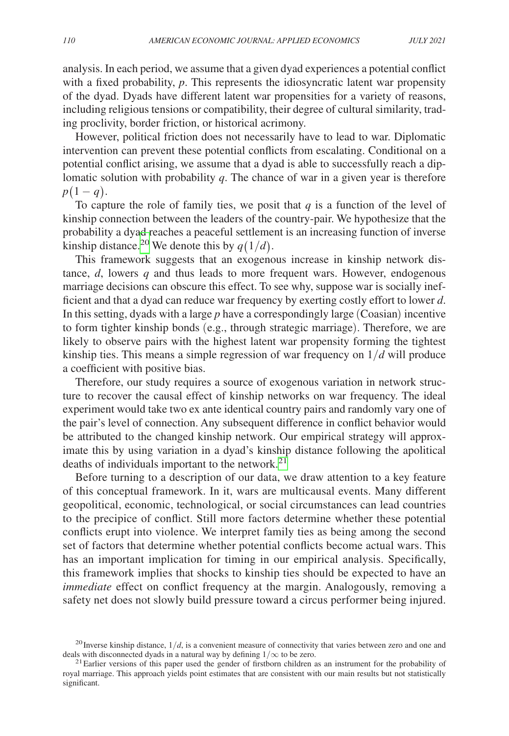analysis. In each period, we assume that a given dyad experiences a potential conflict with a fixed probability, $p$. This represents the idiosyncratic latent war propensity of the dyad. Dyads have different latent war propensities for a variety of reasons, including religious tensions or compatibility, their degree of cultural similarity, trading proclivity, border friction, or historical acrimony.

However, political friction does not necessarily have to lead to war. Diplomatic intervention can prevent these potential conflicts from escalating. Conditional on a potential conflict arising, we assume that a dyad is able to successfully reach a diplomatic solution with probability $q$. The chance of war in a given year is therefore $p(1-q)$.

To capture the role of family ties, we posit that $q$ is a function of the level of kinship connection between the leaders of the country-pair. We hypothesize that the probability a dyad reaches a peaceful settlement is an increasing function of inverse kinship distance.[20] We denote this by $q(1/d)$.

This framework suggests that an exogenous increase in kinship network distance, $d$, lowers $q$ and thus leads to more frequent wars. However, endogenous marriage decisions can obscure this effect. To see why, suppose war is socially inefficient and that a dyad can reduce war frequency by exerting costly effort to lower $d$. In this setting, dyads with a large $p$ have a correspondingly large (Coasian) incentive to form tighter kinship bonds (e.g., through strategic marriage). Therefore, we are likely to observe pairs with the highest latent war propensity forming the tightest kinship ties. This means a simple regression of war frequency on $1/d$ will produce a coefficient with positive bias.

Therefore, our study requires a source of exogenous variation in network structure to recover the causal effect of kinship networks on war frequency. The ideal experiment would take two ex ante identical country pairs and randomly vary one of the pair's level of connection. Any subsequent difference in conflict behavior would be attributed to the changed kinship network. Our empirical strategy will approximate this by using variation in a dyad's kinship distance following the apolitical deaths of individuals important to the network.[21]

Before turning to a description of our data, we draw attention to a key feature of this conceptual framework. In it, wars are multicausal events. Many different geopolitical, economic, technological, or social circumstances can lead countries to the precipice of conflict. Still more factors determine whether these potential conflicts erupt into violence. We interpret family ties as being among the second set of factors that determine whether potential conflicts become actual wars. This has an important implication for timing in our empirical analysis. Specifically, this framework implies that shocks to kinship ties should be expected to have an *immediate* effect on conflict frequency at the margin. Analogously, removing a safety net does not slowly build pressure toward a circus performer being injured.

[20] Inverse kinship distance, $1/d$, is a convenient measure of connectivity that varies between zero and one and deals with disconnected dyads in a natural way by defining $1/\infty$ to be zero.

[21] Earlier versions of this paper used the gender of firstborn children as an instrument for the probability of royal marriage. This approach yields point estimates that are consistent with our main results but not statistically significant.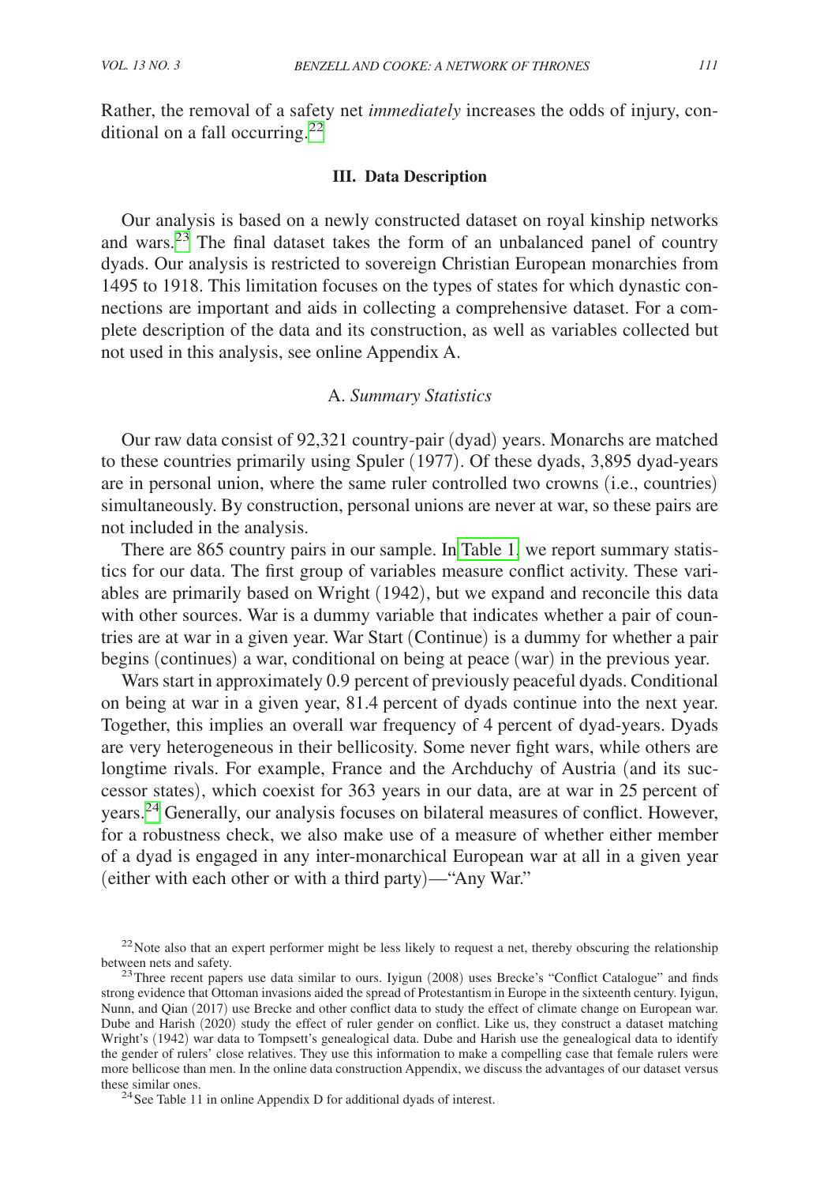Rather, the removal of a safety net *immediately* increases the odds of injury, conditional on a fall occurring.[22]

## III. Data Description

Our analysis is based on a newly constructed dataset on royal kinship networks and wars.[23] The final dataset takes the form of an unbalanced panel of country dyads. Our analysis is restricted to sovereign Christian European monarchies from 1495 to 1918. This limitation focuses on the types of states for which dynastic connections are important and aids in collecting a comprehensive dataset. For a complete description of the data and its construction, as well as variables collected but not used in this analysis, see online Appendix A.

### A. *Summary Statistics*

Our raw data consist of 92,321 country-pair (dyad) years. Monarchs are matched to these countries primarily using Spuler (1977). Of these dyads, 3,895 dyad-years are in personal union, where the same ruler controlled two crowns (i.e., countries) simultaneously. By construction, personal unions are never at war, so these pairs are not included in the analysis.

There are 865 country pairs in our sample. In Table 1, we report summary statistics for our data. The first group of variables measure conflict activity. These variables are primarily based on Wright (1942), but we expand and reconcile this data with other sources. War is a dummy variable that indicates whether a pair of countries are at war in a given year. War Start (Continue) is a dummy for whether a pair begins (continues) a war, conditional on being at peace (war) in the previous year.

Wars start in approximately 0.9 percent of previously peaceful dyads. Conditional on being at war in a given year, 81.4 percent of dyads continue into the next year. Together, this implies an overall war frequency of 4 percent of dyad-years. Dyads are very heterogeneous in their bellicosity. Some never fight wars, while others are longtime rivals. For example, France and the Archduchy of Austria (and its successor states), which coexist for 363 years in our data, are at war in 25 percent of years.[24] Generally, our analysis focuses on bilateral measures of conflict. However, for a robustness check, we also make use of a measure of whether either member of a dyad is engaged in any inter-monarchical European war at all in a given year (either with each other or with a third party)—"Any War."

[22] Note also that an expert performer might be less likely to request a net, thereby obscuring the relationship between nets and safety.

[23] Three recent papers use data similar to ours. Iyigun (2008) uses Brecke's "Conflict Catalogue" and finds strong evidence that Ottoman invasions aided the spread of Protestantism in Europe in the sixteenth century. Iyigun, Nunn, and Qian (2017) use Brecke and other conflict data to study the effect of climate change on European war. Dube and Harish (2020) study the effect of ruler gender on conflict. Like us, they construct a dataset matching Wright's (1942) war data to Tompsett's genealogical data. Dube and Harish use the genealogical data to identify the gender of rulers' close relatives. They use this information to make a compelling case that female rulers were more bellicose than men. In the online data construction Appendix, we discuss the advantages of our dataset versus these similar ones.

[24] See Table 11 in online Appendix D for additional dyads of interest.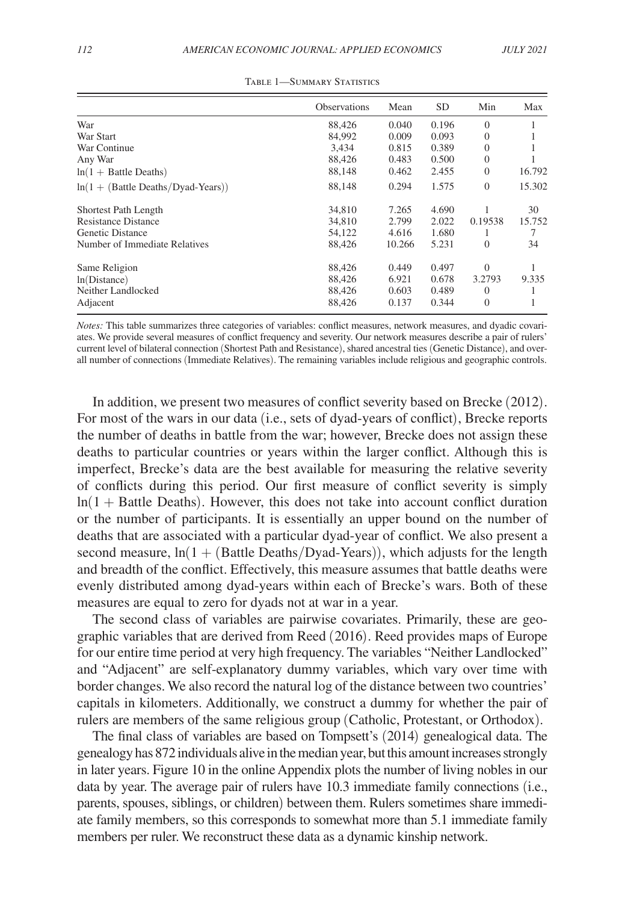Table 1—Summary Statistics

| | Observations | Mean | SD | Min | Max |
|---|---|---|---|---|---|
| War | 88,426 | 0.040 | 0.196 | 0 | 1 |
| War Start | 84,992 | 0.009 | 0.093 | 0 | 1 |
| War Continue | 3,434 | 0.815 | 0.389 | 0 | 1 |
| Any War | 88,426 | 0.483 | 0.500 | 0 | 1 |
| $\ln(1 + \text{Battle Deaths})$ | 88,148 | 0.462 | 2.455 | 0 | 16.792 |
| $\ln(1 + (\text{Battle Deaths/Dyad-Years}))$ | 88,148 | 0.294 | 1.575 | 0 | 15.302 |
| Shortest Path Length | 34,810 | 7.265 | 4.690 | 1 | 30 |
| Resistance Distance | 34,810 | 2.799 | 2.022 | 0.19538 | 15.752 |
| Genetic Distance | 54,122 | 4.616 | 1.680 | 1 | 7 |
| Number of Immediate Relatives | 88,426 | 10.266 | 5.231 | 0 | 34 |
| Same Religion | 88,426 | 0.449 | 0.497 | 0 | 1 |
| ln(Distance) | 88,426 | 6.921 | 0.678 | 3.2793 | 9.335 |
| Neither Landlocked | 88,426 | 0.603 | 0.489 | 0 | 1 |
| Adjacent | 88,426 | 0.137 | 0.344 | 0 | 1 |

*Notes:* This table summarizes three categories of variables: conflict measures, network measures, and dyadic covariates. We provide several measures of conflict frequency and severity. Our network measures describe a pair of rulers' current level of bilateral connection (Shortest Path and Resistance), shared ancestral ties (Genetic Distance), and overall number of connections (Immediate Relatives). The remaining variables include religious and geographic controls.

In addition, we present two measures of conflict severity based on Brecke (2012). For most of the wars in our data (i.e., sets of dyad-years of conflict), Brecke reports the number of deaths in battle from the war; however, Brecke does not assign these deaths to particular countries or years within the larger conflict. Although this is imperfect, Brecke's data are the best available for measuring the relative severity of conflicts during this period. Our first measure of conflict severity is simply $\ln(1 + \text{Battle Deaths})$. However, this does not take into account conflict duration or the number of participants. It is essentially an upper bound on the number of deaths that are associated with a particular dyad-year of conflict. We also present a second measure, $\ln(1 + (\text{Battle Deaths/Dyad-Years}))$, which adjusts for the length and breadth of the conflict. Effectively, this measure assumes that battle deaths were evenly distributed among dyad-years within each of Brecke's wars. Both of these measures are equal to zero for dyads not at war in a year.

The second class of variables are pairwise covariates. Primarily, these are geographic variables that are derived from Reed (2016). Reed provides maps of Europe for our entire time period at very high frequency. The variables "Neither Landlocked" and "Adjacent" are self-explanatory dummy variables, which vary over time with border changes. We also record the natural log of the distance between two countries' capitals in kilometers. Additionally, we construct a dummy for whether the pair of rulers are members of the same religious group (Catholic, Protestant, or Orthodox).

The final class of variables are based on Tompsett's (2014) genealogical data. The genealogy has 872 individuals alive in the median year, but this amount increases strongly in later years. Figure 10 in the online Appendix plots the number of living nobles in our data by year. The average pair of rulers have 10.3 immediate family connections (i.e., parents, spouses, siblings, or children) between them. Rulers sometimes share immediate family members, so this corresponds to somewhat more than 5.1 immediate family members per ruler. We reconstruct these data as a dynamic kinship network.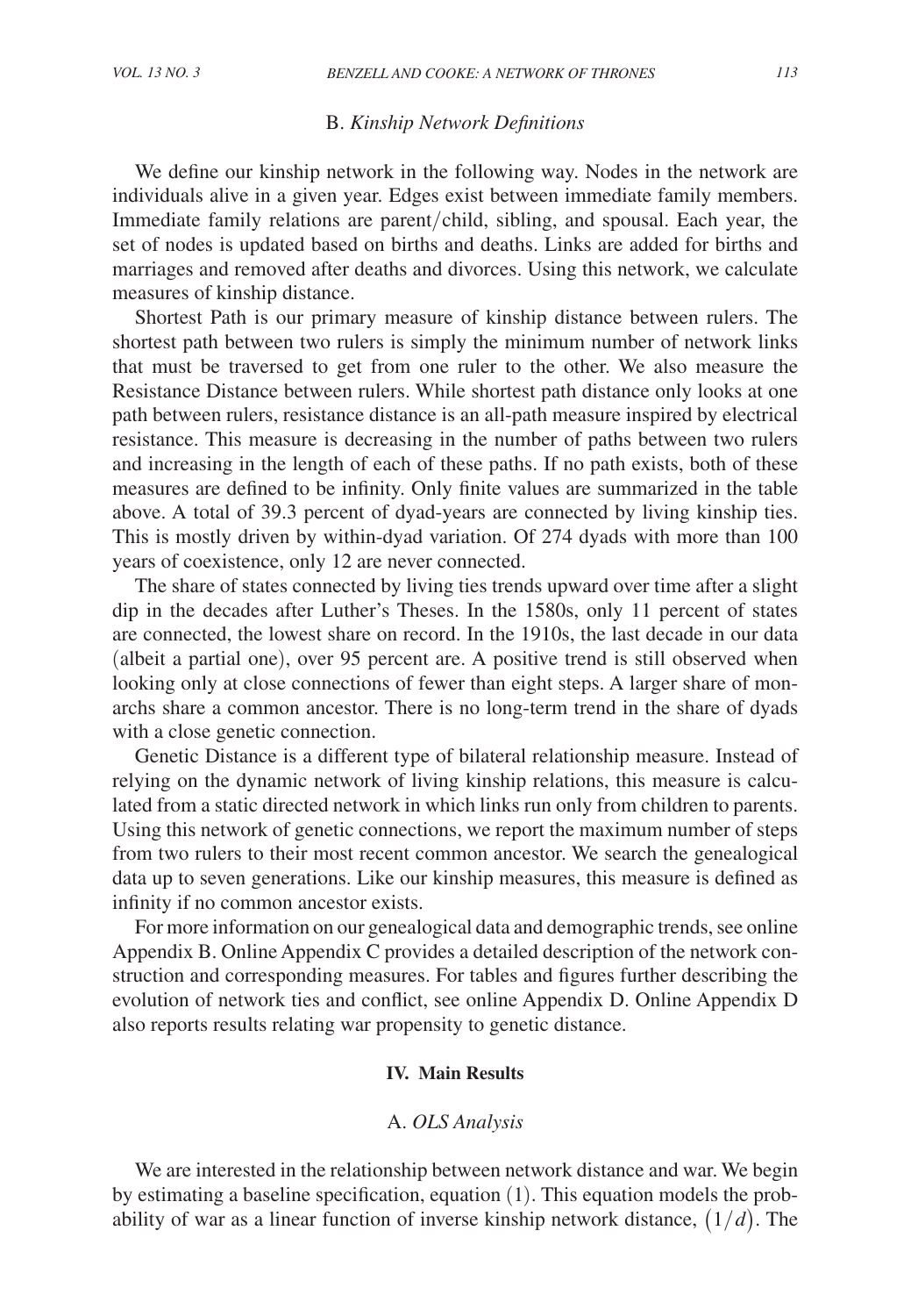### B. *Kinship Network Definitions*

We define our kinship network in the following way. Nodes in the network are individuals alive in a given year. Edges exist between immediate family members. Immediate family relations are parent/child, sibling, and spousal. Each year, the set of nodes is updated based on births and deaths. Links are added for births and marriages and removed after deaths and divorces. Using this network, we calculate measures of kinship distance.

Shortest Path is our primary measure of kinship distance between rulers. The shortest path between two rulers is simply the minimum number of network links that must be traversed to get from one ruler to the other. We also measure the Resistance Distance between rulers. While shortest path distance only looks at one path between rulers, resistance distance is an all-path measure inspired by electrical resistance. This measure is decreasing in the number of paths between two rulers and increasing in the length of each of these paths. If no path exists, both of these measures are defined to be infinity. Only finite values are summarized in the table above. A total of 39.3 percent of dyad-years are connected by living kinship ties. This is mostly driven by within-dyad variation. Of 274 dyads with more than 100 years of coexistence, only 12 are never connected.

The share of states connected by living ties trends upward over time after a slight dip in the decades after Luther's Theses. In the 1580s, only 11 percent of states are connected, the lowest share on record. In the 1910s, the last decade in our data (albeit a partial one), over 95 percent are. A positive trend is still observed when looking only at close connections of fewer than eight steps. A larger share of monarchs share a common ancestor. There is no long-term trend in the share of dyads with a close genetic connection.

Genetic Distance is a different type of bilateral relationship measure. Instead of relying on the dynamic network of living kinship relations, this measure is calculated from a static directed network in which links run only from children to parents. Using this network of genetic connections, we report the maximum number of steps from two rulers to their most recent common ancestor. We search the genealogical data up to seven generations. Like our kinship measures, this measure is defined as infinity if no common ancestor exists.

For more information on our genealogical data and demographic trends, see online Appendix B. Online Appendix C provides a detailed description of the network construction and corresponding measures. For tables and figures further describing the evolution of network ties and conflict, see online Appendix D. Online Appendix D also reports results relating war propensity to genetic distance.

## IV. Main Results

### A. *OLS Analysis*

We are interested in the relationship between network distance and war. We begin by estimating a baseline specification, equation (1). This equation models the probability of war as a linear function of inverse kinship network distance, $(1/d)$. The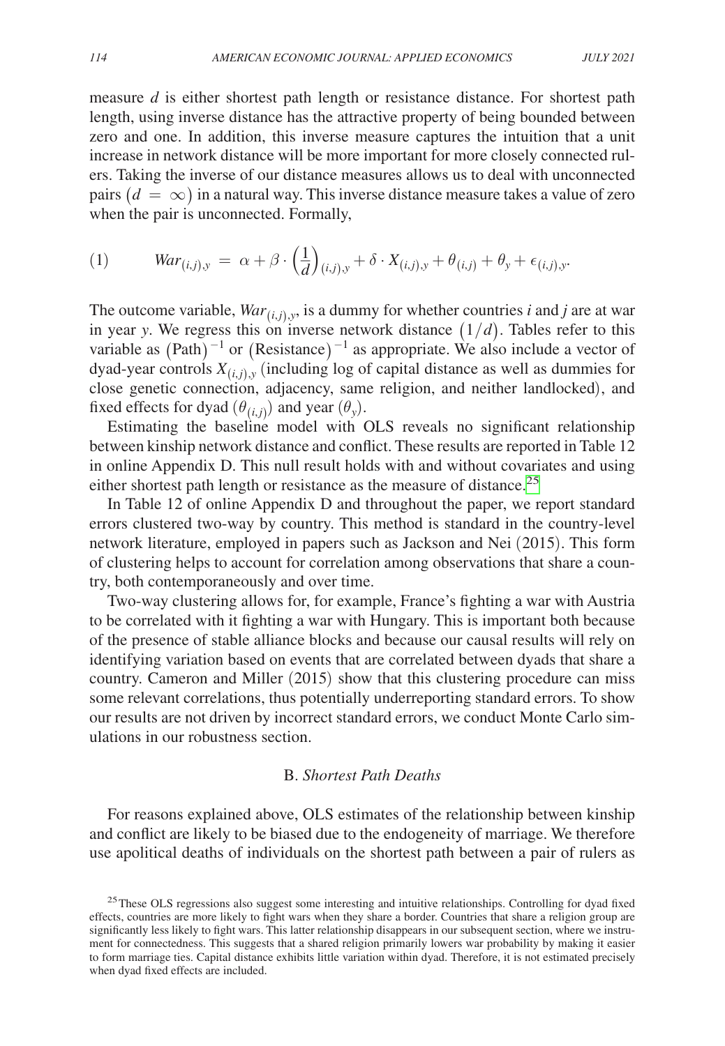measure $d$ is either shortest path length or resistance distance. For shortest path length, using inverse distance has the attractive property of being bounded between zero and one. In addition, this inverse measure captures the intuition that a unit increase in network distance will be more important for more closely connected rulers. Taking the inverse of our distance measures allows us to deal with unconnected pairs $(d = \infty)$ in a natural way. This inverse distance measure takes a value of zero when the pair is unconnected. Formally,

$$(1) \qquad War_{(i,j),y} = \alpha + \beta \cdot \left(\frac{1}{d}\right)_{(i,j),y} + \delta \cdot X_{(i,j),y} + \theta_{(i,j)} + \theta_y + \epsilon_{(i,j),y}.$$

The outcome variable, $War_{(i,j),y}$, is a dummy for whether countries $i$ and $j$ are at war in year $y$. We regress this on inverse network distance $(1/d)$. Tables refer to this variable as $(\text{Path})^{-1}$ or $(\text{Resistance})^{-1}$ as appropriate. We also include a vector of dyad-year controls $X_{(i,j),y}$ (including log of capital distance as well as dummies for close genetic connection, adjacency, same religion, and neither landlocked), and fixed effects for dyad $(\theta_{(i,j)})$ and year $(\theta_y)$.

Estimating the baseline model with OLS reveals no significant relationship between kinship network distance and conflict. These results are reported in Table 12 in online Appendix D. This null result holds with and without covariates and using either shortest path length or resistance as the measure of distance.[25]

In Table 12 of online Appendix D and throughout the paper, we report standard errors clustered two-way by country. This method is standard in the country-level network literature, employed in papers such as Jackson and Nei (2015). This form of clustering helps to account for correlation among observations that share a country, both contemporaneously and over time.

Two-way clustering allows for, for example, France's fighting a war with Austria to be correlated with it fighting a war with Hungary. This is important both because of the presence of stable alliance blocks and because our causal results will rely on identifying variation based on events that are correlated between dyads that share a country. Cameron and Miller (2015) show that this clustering procedure can miss some relevant correlations, thus potentially underreporting standard errors. To show our results are not driven by incorrect standard errors, we conduct Monte Carlo simulations in our robustness section.

### B. *Shortest Path Deaths*

For reasons explained above, OLS estimates of the relationship between kinship and conflict are likely to be biased due to the endogeneity of marriage. We therefore use apolitical deaths of individuals on the shortest path between a pair of rulers as

[25] These OLS regressions also suggest some interesting and intuitive relationships. Controlling for dyad fixed effects, countries are more likely to fight wars when they share a border. Countries that share a religion group are significantly less likely to fight wars. This latter relationship disappears in our subsequent section, where we instrument for connectedness. This suggests that a shared religion primarily lowers war probability by making it easier to form marriage ties. Capital distance exhibits little variation within dyad. Therefore, it is not estimated precisely when dyad fixed effects are included.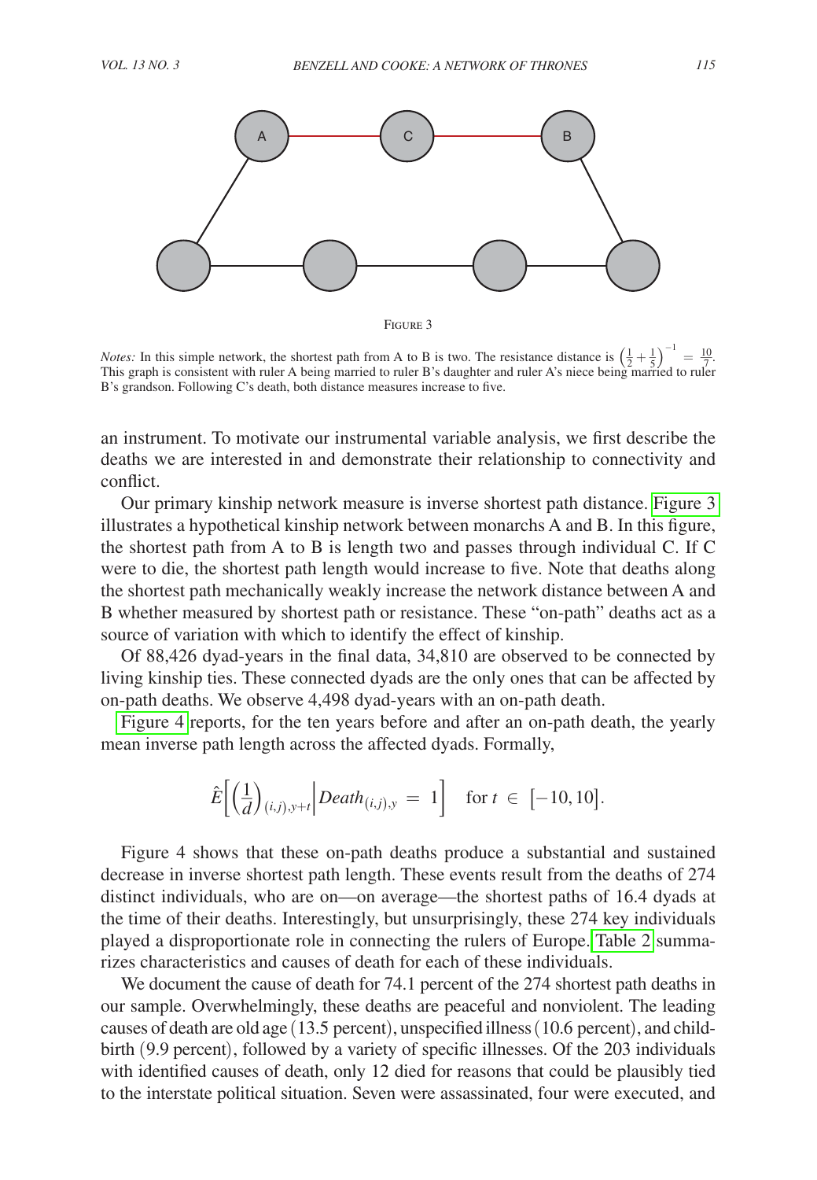FIGURE 3

*Notes:* In this simple network, the shortest path from A to B is two. The resistance distance is $\left(\frac{1}{2} + \frac{1}{5}\right)^{-1} = \frac{10}{7}$. This graph is consistent with ruler A being married to ruler B's daughter and ruler A's niece being married to ruler B's grandson. Following C's death, both distance measures increase to five.

an instrument. To motivate our instrumental variable analysis, we first describe the deaths we are interested in and demonstrate their relationship to connectivity and conflict.

Our primary kinship network measure is inverse shortest path distance. Figure 3 illustrates a hypothetical kinship network between monarchs A and B. In this figure, the shortest path from A to B is length two and passes through individual C. If C were to die, the shortest path length would increase to five. Note that deaths along the shortest path mechanically weakly increase the network distance between A and B whether measured by shortest path or resistance. These "on-path" deaths act as a source of variation with which to identify the effect of kinship.

Of 88,426 dyad-years in the final data, 34,810 are observed to be connected by living kinship ties. These connected dyads are the only ones that can be affected by on-path deaths. We observe 4,498 dyad-years with an on-path death.

Figure 4 reports, for the ten years before and after an on-path death, the yearly mean inverse path length across the affected dyads. Formally,

$$\hat{E}\left[\left(\frac{1}{d}\right)_{(i,j),y+t}\middle| Death_{(i,j),y} = 1\right] \quad \text{for } t \in [-10, 10].$$

Figure 4 shows that these on-path deaths produce a substantial and sustained decrease in inverse shortest path length. These events result from the deaths of 274 distinct individuals, who are on—on average—the shortest paths of 16.4 dyads at the time of their deaths. Interestingly, but unsurprisingly, these 274 key individuals played a disproportionate role in connecting the rulers of Europe. Table 2 summarizes characteristics and causes of death for each of these individuals.

We document the cause of death for 74.1 percent of the 274 shortest path deaths in our sample. Overwhelmingly, these deaths are peaceful and nonviolent. The leading causes of death are old age (13.5 percent), unspecified illness (10.6 percent), and childbirth (9.9 percent), followed by a variety of specific illnesses. Of the 203 individuals with identified causes of death, only 12 died for reasons that could be plausibly tied to the interstate political situation. Seven were assassinated, four were executed, and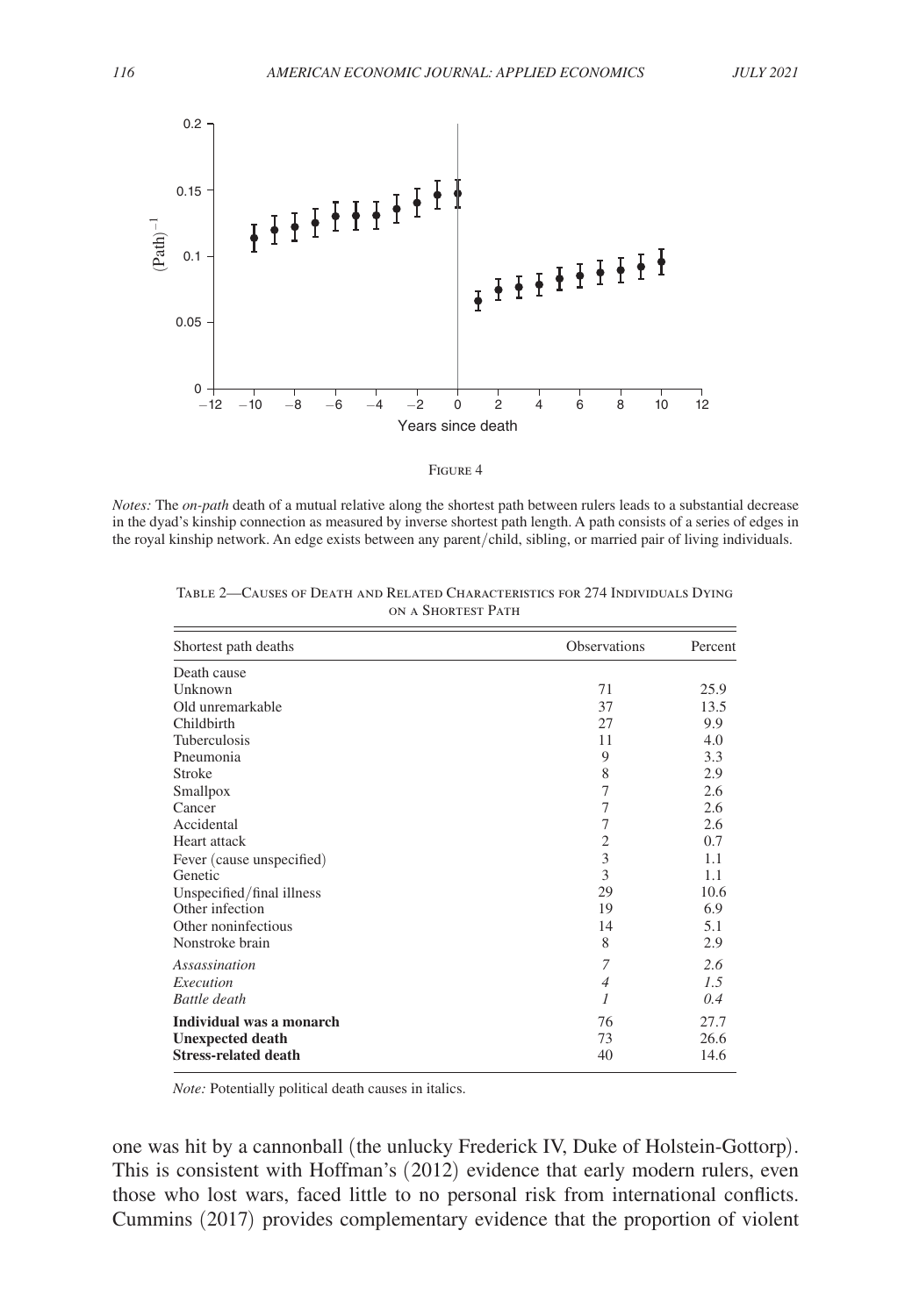Figure 4

*Notes:* The *on-path* death of a mutual relative along the shortest path between rulers leads to a substantial decrease in the dyad's kinship connection as measured by inverse shortest path length. A path consists of a series of edges in the royal kinship network. An edge exists between any parent/child, sibling, or married pair of living individuals.

Table 2—Causes of Death and Related Characteristics for 274 Individuals Dying on a Shortest Path

| Shortest path deaths | Observations | Percent |
|---|---|---|
| Death cause | | |
| Unknown | 71 | 25.9 |
| Old unremarkable | 37 | 13.5 |
| Childbirth | 27 | 9.9 |
| Tuberculosis | 11 | 4.0 |
| Pneumonia | 9 | 3.3 |
| Stroke | 8 | 2.9 |
| Smallpox | 7 | 2.6 |
| Cancer | 7 | 2.6 |
| Accidental | 7 | 2.6 |
| Heart attack | 2 | 0.7 |
| Fever (cause unspecified) | 3 | 1.1 |
| Genetic | 3 | 1.1 |
| Unspecified/final illness | 29 | 10.6 |
| Other infection | 19 | 6.9 |
| Other noninfectious | 14 | 5.1 |
| Nonstroke brain | 8 | 2.9 |
| *Assassination* | *7* | *2.6* |
| *Execution* | *4* | *1.5* |
| *Battle death* | *1* | *0.4* |
| **Individual was a monarch** | 76 | 27.7 |
| **Unexpected death** | 73 | 26.6 |
| **Stress-related death** | 40 | 14.6 |

*Note:* Potentially political death causes in italics.

one was hit by a cannonball (the unlucky Frederick IV, Duke of Holstein-Gottorp). This is consistent with Hoffman's (2012) evidence that early modern rulers, even those who lost wars, faced little to no personal risk from international conflicts. Cummins (2017) provides complementary evidence that the proportion of violent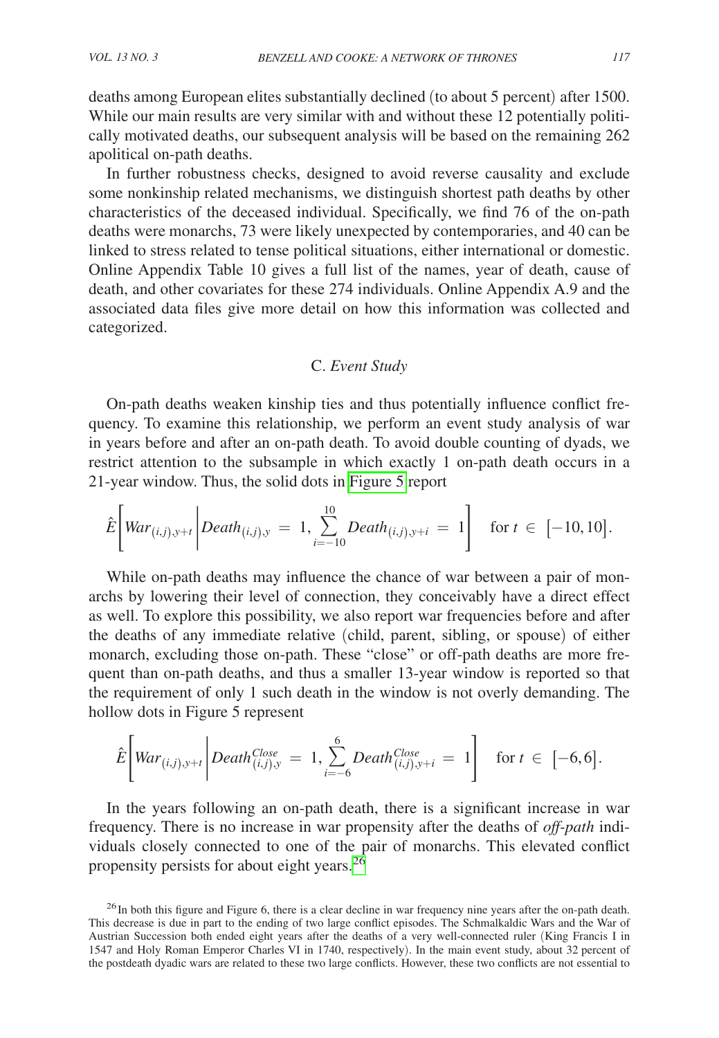deaths among European elites substantially declined (to about 5 percent) after 1500. While our main results are very similar with and without these 12 potentially politically motivated deaths, our subsequent analysis will be based on the remaining 262 apolitical on-path deaths.

In further robustness checks, designed to avoid reverse causality and exclude some nonkinship related mechanisms, we distinguish shortest path deaths by other characteristics of the deceased individual. Specifically, we find 76 of the on-path deaths were monarchs, 73 were likely unexpected by contemporaries, and 40 can be linked to stress related to tense political situations, either international or domestic. Online Appendix Table 10 gives a full list of the names, year of death, cause of death, and other covariates for these 274 individuals. Online Appendix A.9 and the associated data files give more detail on how this information was collected and categorized.

### C. *Event Study*

On-path deaths weaken kinship ties and thus potentially influence conflict frequency. To examine this relationship, we perform an event study analysis of war in years before and after an on-path death. To avoid double counting of dyads, we restrict attention to the subsample in which exactly 1 on-path death occurs in a 21-year window. Thus, the solid dots in Figure 5 report

$$\hat{E}\left[War_{(i,j),y+t} \middle| Death_{(i,j),y} = 1, \sum_{i=-10}^{10} Death_{(i,j),y+i} = 1\right] \quad \text{for } t \in [-10,10].$$

While on-path deaths may influence the chance of war between a pair of monarchs by lowering their level of connection, they conceivably have a direct effect as well. To explore this possibility, we also report war frequencies before and after the deaths of any immediate relative (child, parent, sibling, or spouse) of either monarch, excluding those on-path. These "close" or off-path deaths are more frequent than on-path deaths, and thus a smaller 13-year window is reported so that the requirement of only 1 such death in the window is not overly demanding. The hollow dots in Figure 5 represent

$$\hat{E}\left[War_{(i,j),y+t} \middle| Death^{Close}_{(i,j),y} = 1, \sum_{i=-6}^{6} Death^{Close}_{(i,j),y+i} = 1\right] \quad \text{for } t \in [-6,6].$$

In the years following an on-path death, there is a significant increase in war frequency. There is no increase in war propensity after the deaths of *off-path* individuals closely connected to one of the pair of monarchs. This elevated conflict propensity persists for about eight years.[26]

[26] In both this figure and Figure 6, there is a clear decline in war frequency nine years after the on-path death. This decrease is due in part to the ending of two large conflict episodes. The Schmalkaldic Wars and the War of Austrian Succession both ended eight years after the deaths of a very well-connected ruler (King Francis I in 1547 and Holy Roman Emperor Charles VI in 1740, respectively). In the main event study, about 32 percent of the postdeath dyadic wars are related to these two large conflicts. However, these two conflicts are not essential to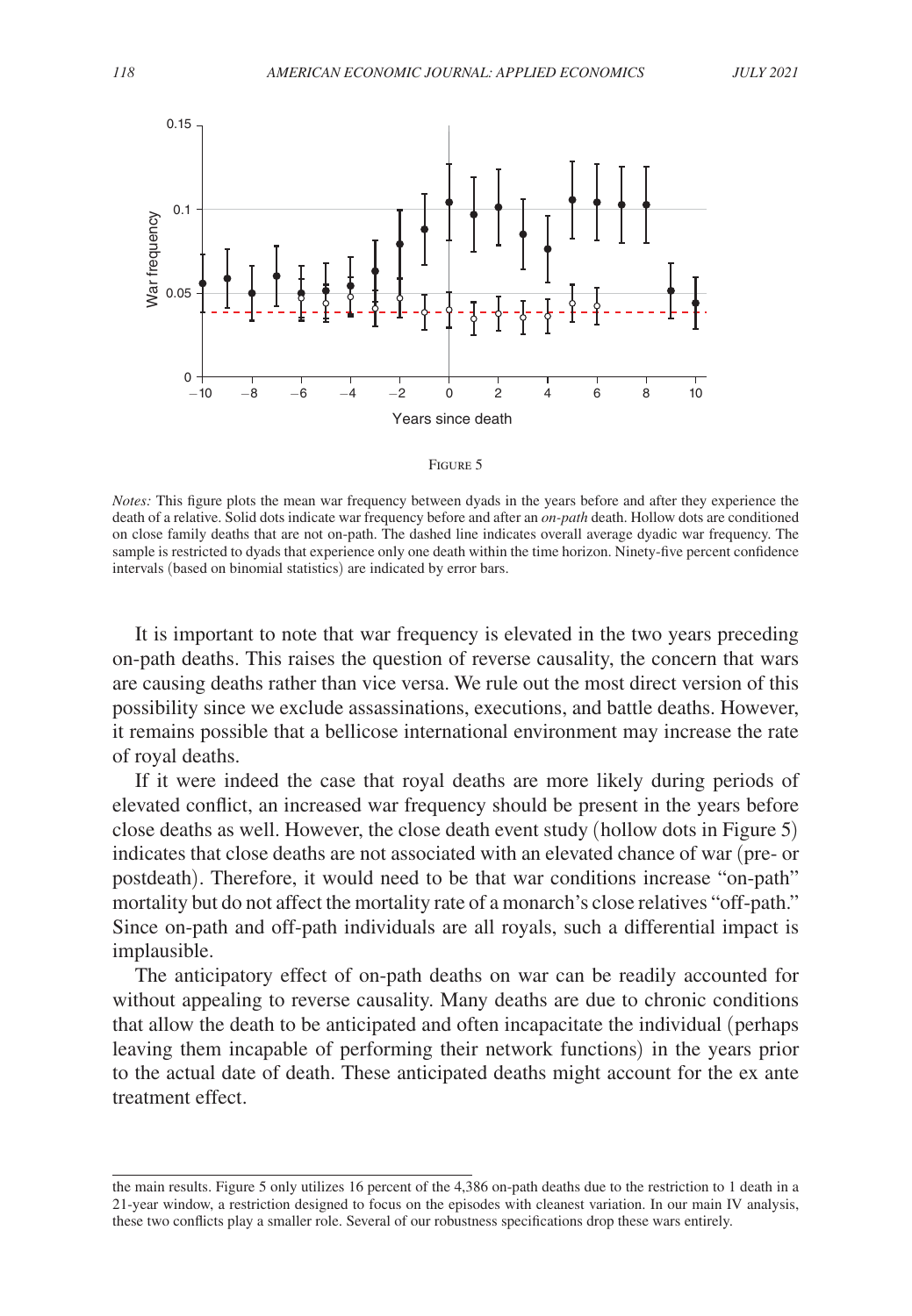Figure 5

*Notes:* This figure plots the mean war frequency between dyads in the years before and after they experience the death of a relative. Solid dots indicate war frequency before and after an *on-path* death. Hollow dots are conditioned on close family deaths that are not on-path. The dashed line indicates overall average dyadic war frequency. The sample is restricted to dyads that experience only one death within the time horizon. Ninety-five percent confidence intervals (based on binomial statistics) are indicated by error bars.

It is important to note that war frequency is elevated in the two years preceding on-path deaths. This raises the question of reverse causality, the concern that wars are causing deaths rather than vice versa. We rule out the most direct version of this possibility since we exclude assassinations, executions, and battle deaths. However, it remains possible that a bellicose international environment may increase the rate of royal deaths.

If it were indeed the case that royal deaths are more likely during periods of elevated conflict, an increased war frequency should be present in the years before close deaths as well. However, the close death event study (hollow dots in Figure 5) indicates that close deaths are not associated with an elevated chance of war (pre- or postdeath). Therefore, it would need to be that war conditions increase "on-path" mortality but do not affect the mortality rate of a monarch's close relatives "off-path." Since on-path and off-path individuals are all royals, such a differential impact is implausible.

The anticipatory effect of on-path deaths on war can be readily accounted for without appealing to reverse causality. Many deaths are due to chronic conditions that allow the death to be anticipated and often incapacitate the individual (perhaps leaving them incapable of performing their network functions) in the years prior to the actual date of death. These anticipated deaths might account for the ex ante treatment effect.

the main results. Figure 5 only utilizes 16 percent of the 4,386 on-path deaths due to the restriction to 1 death in a 21-year window, a restriction designed to focus on the episodes with cleanest variation. In our main IV analysis, these two conflicts play a smaller role. Several of our robustness specifications drop these wars entirely.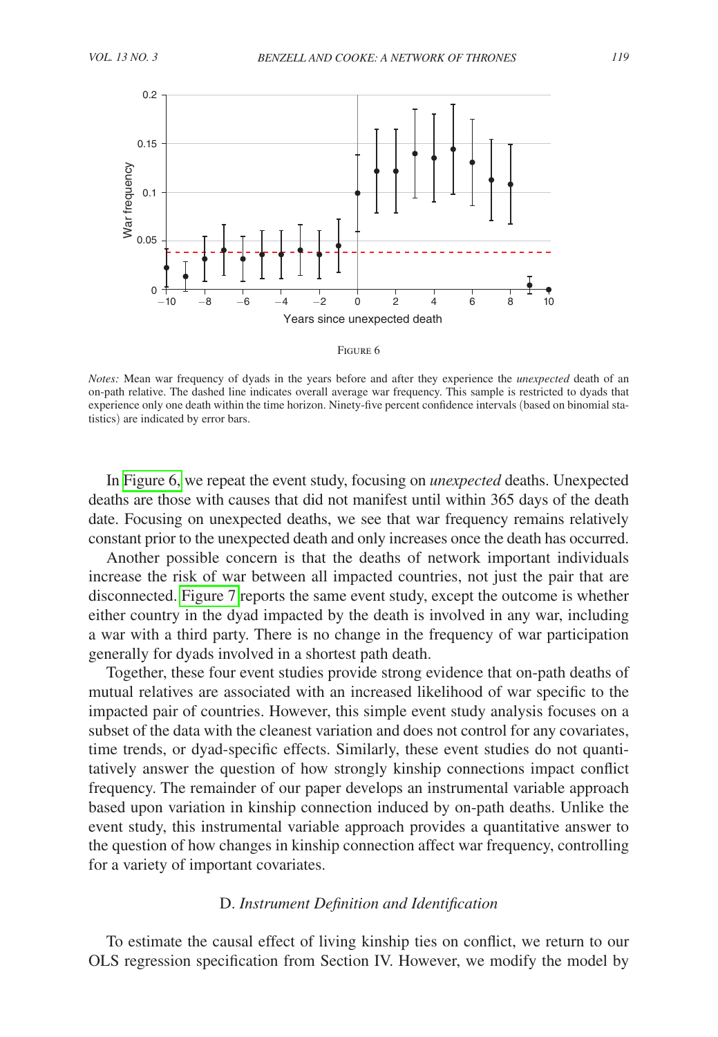FIGURE 6

*Notes:* Mean war frequency of dyads in the years before and after they experience the *unexpected* death of an on-path relative. The dashed line indicates overall average war frequency. This sample is restricted to dyads that experience only one death within the time horizon. Ninety-five percent confidence intervals (based on binomial statistics) are indicated by error bars.

In Figure 6, we repeat the event study, focusing on *unexpected* deaths. Unexpected deaths are those with causes that did not manifest until within 365 days of the death date. Focusing on unexpected deaths, we see that war frequency remains relatively constant prior to the unexpected death and only increases once the death has occurred.

Another possible concern is that the deaths of network important individuals increase the risk of war between all impacted countries, not just the pair that are disconnected. Figure 7 reports the same event study, except the outcome is whether either country in the dyad impacted by the death is involved in any war, including a war with a third party. There is no change in the frequency of war participation generally for dyads involved in a shortest path death.

Together, these four event studies provide strong evidence that on-path deaths of mutual relatives are associated with an increased likelihood of war specific to the impacted pair of countries. However, this simple event study analysis focuses on a subset of the data with the cleanest variation and does not control for any covariates, time trends, or dyad-specific effects. Similarly, these event studies do not quantitatively answer the question of how strongly kinship connections impact conflict frequency. The remainder of our paper develops an instrumental variable approach based upon variation in kinship connection induced by on-path deaths. Unlike the event study, this instrumental variable approach provides a quantitative answer to the question of how changes in kinship connection affect war frequency, controlling for a variety of important covariates.

### D. *Instrument Definition and Identification*

To estimate the causal effect of living kinship ties on conflict, we return to our OLS regression specification from Section IV. However, we modify the model by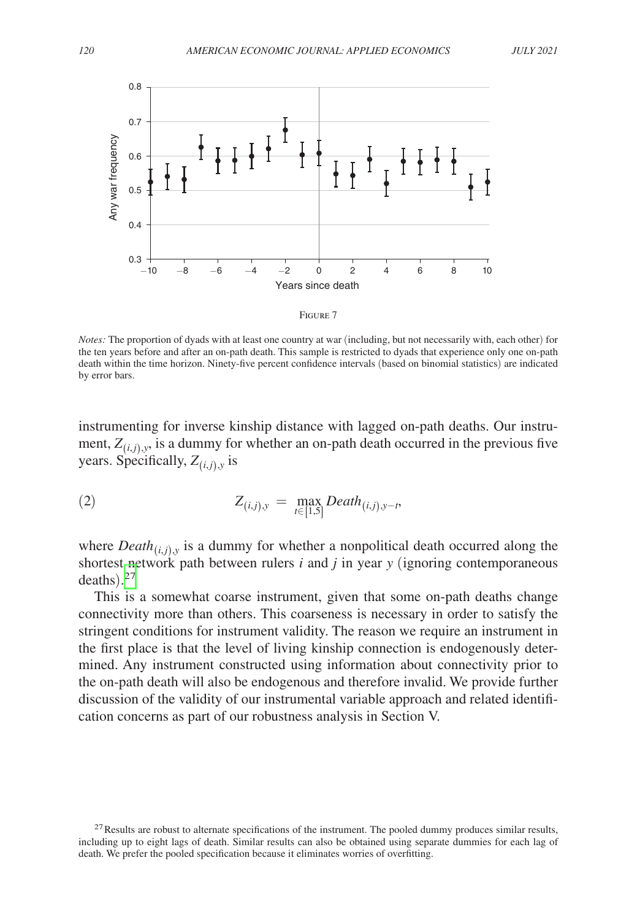Figure 7

*Notes:* The proportion of dyads with at least one country at war (including, but not necessarily with, each other) for the ten years before and after an on-path death. This sample is restricted to dyads that experience only one on-path death within the time horizon. Ninety-five percent confidence intervals (based on binomial statistics) are indicated by error bars.

instrumenting for inverse kinship distance with lagged on-path deaths. Our instrument, $Z_{(i,j),y}$, is a dummy for whether an on-path death occurred in the previous five years. Specifically, $Z_{(i,j),y}$ is

$$(2) \qquad Z_{(i,j),y} = \max_{t \in [1,5]} Death_{(i,j),y-t},$$

where $Death_{(i,j),y}$ is a dummy for whether a nonpolitical death occurred along the shortest network path between rulers $i$ and $j$ in year $y$ (ignoring contemporaneous deaths).[27]

This is a somewhat coarse instrument, given that some on-path deaths change connectivity more than others. This coarseness is necessary in order to satisfy the stringent conditions for instrument validity. The reason we require an instrument in the first place is that the level of living kinship connection is endogenously determined. Any instrument constructed using information about connectivity prior to the on-path death will also be endogenous and therefore invalid. We provide further discussion of the validity of our instrumental variable approach and related identification concerns as part of our robustness analysis in Section V.

[27] Results are robust to alternate specifications of the instrument. The pooled dummy produces similar results, including up to eight lags of death. Similar results can also be obtained using separate dummies for each lag of death. We prefer the pooled specification because it eliminates worries of overfitting.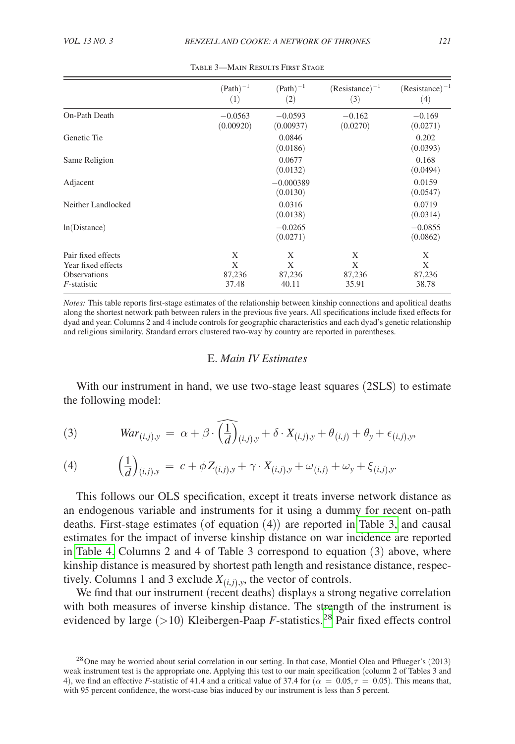Table 3—Main Results First Stage

| | $(\text{Path})^{-1}$ (1) | $(\text{Path})^{-1}$ (2) | $(\text{Resistance})^{-1}$ (3) | $(\text{Resistance})^{-1}$ (4) |
|---|---|---|---|---|
| On-Path Death | −0.0563 | −0.0593 | −0.162 | −0.169 |
| | (0.00920) | (0.00937) | (0.0270) | (0.0271) |
| Genetic Tie | | 0.0846 | | 0.202 |
| | | (0.0186) | | (0.0393) |
| Same Religion | | 0.0677 | | 0.168 |
| | | (0.0132) | | (0.0494) |
| Adjacent | | −0.000389 | | 0.0159 |
| | | (0.0130) | | (0.0547) |
| Neither Landlocked | | 0.0316 | | 0.0719 |
| | | (0.0138) | | (0.0314) |
| ln(Distance) | | −0.0265 | | −0.0855 |
| | | (0.0271) | | (0.0862) |
| Pair fixed effects | X | X | X | X |
| Year fixed effects | X | X | X | X |
| Observations | 87,236 | 87,236 | 87,236 | 87,236 |
| *F*-statistic | 37.48 | 40.11 | 35.91 | 38.78 |

*Notes:* This table reports first-stage estimates of the relationship between kinship connections and apolitical deaths along the shortest network path between rulers in the previous five years. All specifications include fixed effects for dyad and year. Columns 2 and 4 include controls for geographic characteristics and each dyad's genetic relationship and religious similarity. Standard errors clustered two-way by country are reported in parentheses.

## E. *Main IV Estimates*

With our instrument in hand, we use two-stage least squares (2SLS) to estimate the following model:

$$War_{(i,j),y} = \alpha + \beta \cdot \widehat{\left(\frac{1}{d}\right)}_{(i,j),y} + \delta \cdot X_{(i,j),y} + \theta_{(i,j)} + \theta_y + \epsilon_{(i,j),y}, \tag{3}$$

$$\left(\frac{1}{d}\right)_{(i,j),y} = c + \phi Z_{(i,j),y} + \gamma \cdot X_{(i,j),y} + \omega_{(i,j)} + \omega_y + \xi_{(i,j),y}. \tag{4}$$

This follows our OLS specification, except it treats inverse network distance as an endogenous variable and instruments for it using a dummy for recent on-path deaths. First-stage estimates (of equation (4)) are reported in Table 3, and causal estimates for the impact of inverse kinship distance on war incidence are reported in Table 4. Columns 2 and 4 of Table 3 correspond to equation (3) above, where kinship distance is measured by shortest path length and resistance distance, respectively. Columns 1 and 3 exclude $X_{(i,j),y}$, the vector of controls.

We find that our instrument (recent deaths) displays a strong negative correlation with both measures of inverse kinship distance. The strength of the instrument is evidenced by large ($>10$) Kleibergen-Paap $F$-statistics.[28] Pair fixed effects control

[28] One may be worried about serial correlation in our setting. In that case, Montiel Olea and Pflueger's (2013) weak instrument test is the appropriate one. Applying this test to our main specification (column 2 of Tables 3 and 4), we find an effective $F$-statistic of 41.4 and a critical value of 37.4 for ($\alpha = 0.05, \tau = 0.05$). This means that, with 95 percent confidence, the worst-case bias induced by our instrument is less than 5 percent.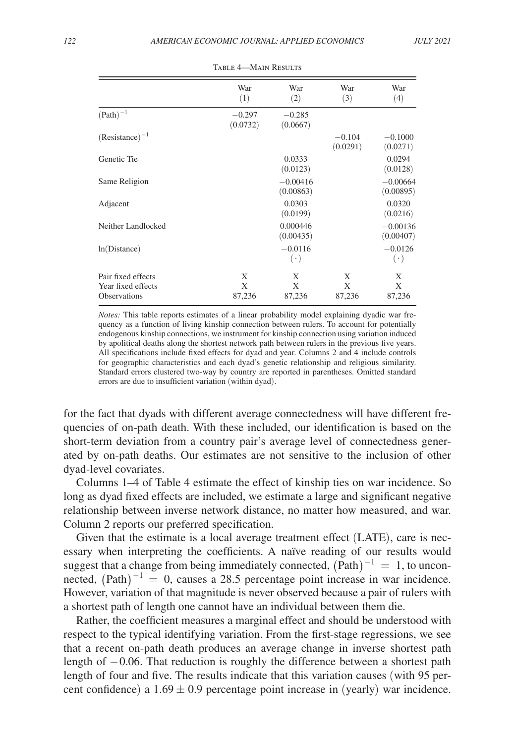Table 4—Main Results

| | War (1) | War (2) | War (3) | War (4) |
|---|---|---|---|---|
| $(\text{Path})^{-1}$ | $-0.297$ (0.0732) | $-0.285$ (0.0667) | | |
| $(\text{Resistance})^{-1}$ | | | $-0.104$ (0.0291) | $-0.1000$ (0.0271) |
| Genetic Tie | | 0.0333 (0.0123) | | 0.0294 (0.0128) |
| Same Religion | | $-0.00416$ (0.00863) | | $-0.00664$ (0.00895) |
| Adjacent | | 0.0303 (0.0199) | | 0.0320 (0.0216) |
| Neither Landlocked | | 0.000446 (0.00435) | | $-0.00136$ (0.00407) |
| ln(Distance) | | $-0.0116$ $(\cdot)$ | | $-0.0126$ $(\cdot)$ |
| Pair fixed effects | X | X | X | X |
| Year fixed effects | X | X | X | X |
| Observations | 87,236 | 87,236 | 87,236 | 87,236 |

*Notes:* This table reports estimates of a linear probability model explaining dyadic war frequency as a function of living kinship connection between rulers. To account for potentially endogenous kinship connections, we instrument for kinship connection using variation induced by apolitical deaths along the shortest network path between rulers in the previous five years. All specifications include fixed effects for dyad and year. Columns 2 and 4 include controls for geographic characteristics and each dyad's genetic relationship and religious similarity. Standard errors clustered two-way by country are reported in parentheses. Omitted standard errors are due to insufficient variation (within dyad).

for the fact that dyads with different average connectedness will have different frequencies of on-path death. With these included, our identification is based on the short-term deviation from a country pair's average level of connectedness generated by on-path deaths. Our estimates are not sensitive to the inclusion of other dyad-level covariates.

Columns 1–4 of Table 4 estimate the effect of kinship ties on war incidence. So long as dyad fixed effects are included, we estimate a large and significant negative relationship between inverse network distance, no matter how measured, and war. Column 2 reports our preferred specification.

Given that the estimate is a local average treatment effect (LATE), care is necessary when interpreting the coefficients. A naïve reading of our results would suggest that a change from being immediately connected, $(\text{Path})^{-1} = 1$, to unconnected, $(\text{Path})^{-1} = 0$, causes a 28.5 percentage point increase in war incidence. However, variation of that magnitude is never observed because a pair of rulers with a shortest path of length one cannot have an individual between them die.

Rather, the coefficient measures a marginal effect and should be understood with respect to the typical identifying variation. From the first-stage regressions, we see that a recent on-path death produces an average change in inverse shortest path length of $-0.06$. That reduction is roughly the difference between a shortest path length of four and five. The results indicate that this variation causes (with 95 percent confidence) a $1.69 \pm 0.9$ percentage point increase in (yearly) war incidence.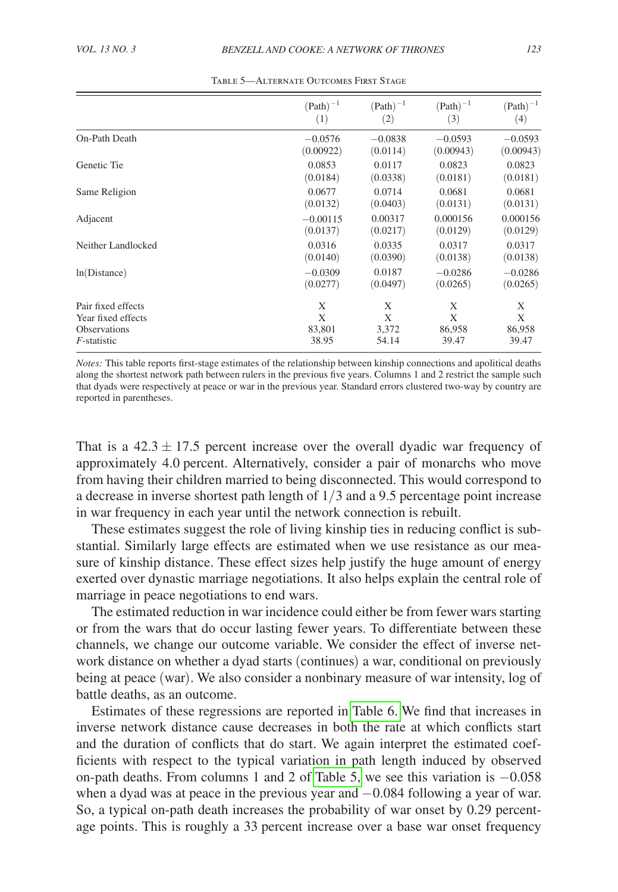Table 5—Alternate Outcomes First Stage

| | $(\text{Path})^{-1}$ (1) | $(\text{Path})^{-1}$ (2) | $(\text{Path})^{-1}$ (3) | $(\text{Path})^{-1}$ (4) |
|---|---|---|---|---|
| On-Path Death | −0.0576 | −0.0838 | −0.0593 | −0.0593 |
| | (0.00922) | (0.0114) | (0.00943) | (0.00943) |
| Genetic Tie | 0.0853 | 0.0117 | 0.0823 | 0.0823 |
| | (0.0184) | (0.0338) | (0.0181) | (0.0181) |
| Same Religion | 0.0677 | 0.0714 | 0.0681 | 0.0681 |
| | (0.0132) | (0.0403) | (0.0131) | (0.0131) |
| Adjacent | −0.00115 | 0.00317 | 0.000156 | 0.000156 |
| | (0.0137) | (0.0217) | (0.0129) | (0.0129) |
| Neither Landlocked | 0.0316 | 0.0335 | 0.0317 | 0.0317 |
| | (0.0140) | (0.0390) | (0.0138) | (0.0138) |
| ln(Distance) | −0.0309 | 0.0187 | −0.0286 | −0.0286 |
| | (0.0277) | (0.0497) | (0.0265) | (0.0265) |
| Pair fixed effects | X | X | X | X |
| Year fixed effects | X | X | X | X |
| Observations | 83,801 | 3,372 | 86,958 | 86,958 |
| *F*-statistic | 38.95 | 54.14 | 39.47 | 39.47 |

*Notes:* This table reports first-stage estimates of the relationship between kinship connections and apolitical deaths along the shortest network path between rulers in the previous five years. Columns 1 and 2 restrict the sample such that dyads were respectively at peace or war in the previous year. Standard errors clustered two-way by country are reported in parentheses.

That is a $42.3 \pm 17.5$ percent increase over the overall dyadic war frequency of approximately 4.0 percent. Alternatively, consider a pair of monarchs who move from having their children married to being disconnected. This would correspond to a decrease in inverse shortest path length of $1/3$ and a 9.5 percentage point increase in war frequency in each year until the network connection is rebuilt.

These estimates suggest the role of living kinship ties in reducing conflict is substantial. Similarly large effects are estimated when we use resistance as our measure of kinship distance. These effect sizes help justify the huge amount of energy exerted over dynastic marriage negotiations. It also helps explain the central role of marriage in peace negotiations to end wars.

The estimated reduction in war incidence could either be from fewer wars starting or from the wars that do occur lasting fewer years. To differentiate between these channels, we change our outcome variable. We consider the effect of inverse network distance on whether a dyad starts (continues) a war, conditional on previously being at peace (war). We also consider a nonbinary measure of war intensity, log of battle deaths, as an outcome.

Estimates of these regressions are reported in Table 6. We find that increases in inverse network distance cause decreases in both the rate at which conflicts start and the duration of conflicts that do start. We again interpret the estimated coefficients with respect to the typical variation in path length induced by observed on-path deaths. From columns 1 and 2 of Table 5, we see this variation is $-0.058$ when a dyad was at peace in the previous year and $-0.084$ following a year of war. So, a typical on-path death increases the probability of war onset by 0.29 percentage points. This is roughly a 33 percent increase over a base war onset frequency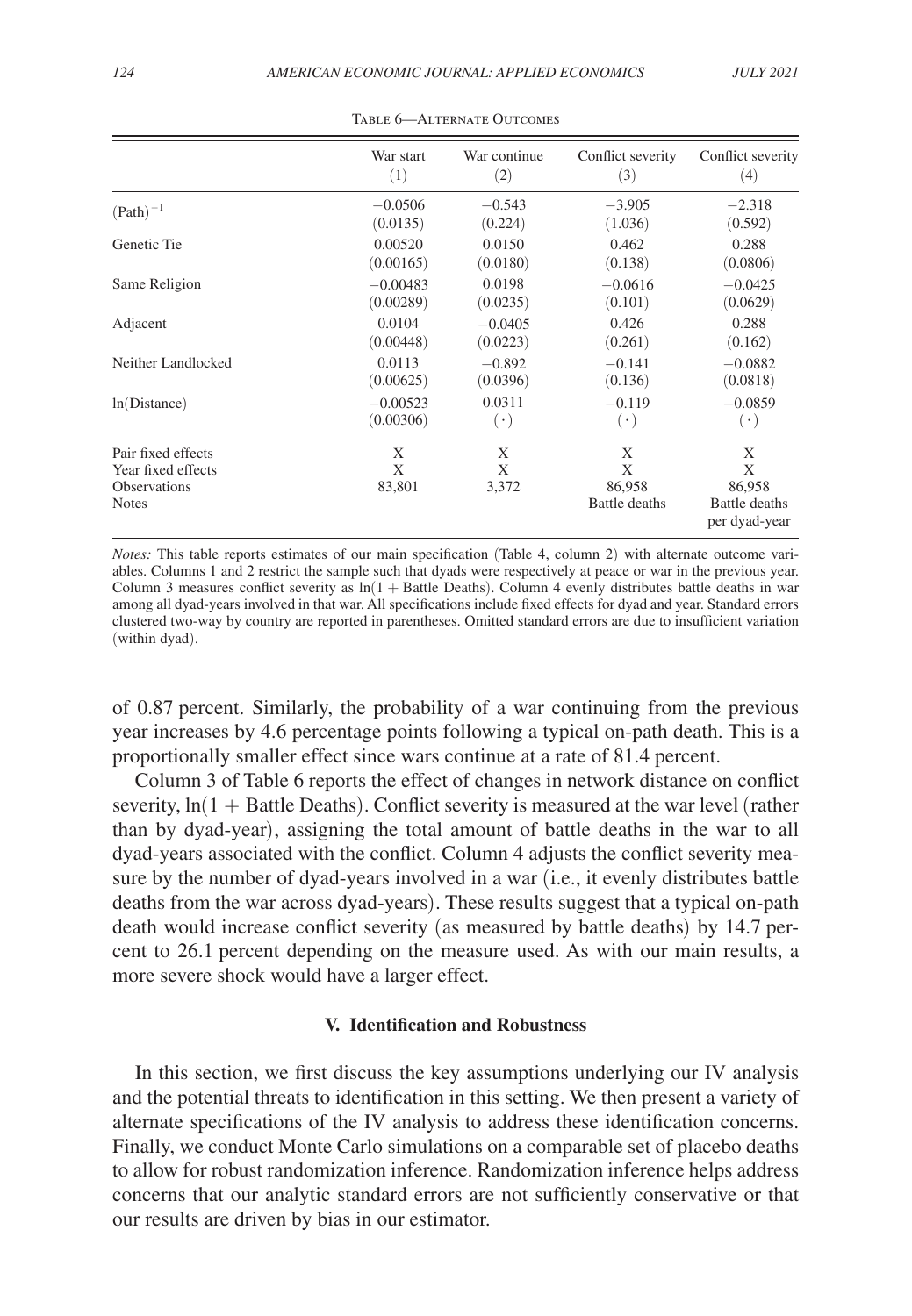Table 6—Alternate Outcomes

| | War start (1) | War continue (2) | Conflict severity (3) | Conflict severity (4) |
|---|---|---|---|---|
| $(\text{Path})^{-1}$ | −0.0506 | −0.543 | −3.905 | −2.318 |
| | (0.0135) | (0.224) | (1.036) | (0.592) |
| Genetic Tie | 0.00520 | 0.0150 | 0.462 | 0.288 |
| | (0.00165) | (0.0180) | (0.138) | (0.0806) |
| Same Religion | −0.00483 | 0.0198 | −0.0616 | −0.0425 |
| | (0.00289) | (0.0235) | (0.101) | (0.0629) |
| Adjacent | 0.0104 | −0.0405 | 0.426 | 0.288 |
| | (0.00448) | (0.0223) | (0.261) | (0.162) |
| Neither Landlocked | 0.0113 | −0.892 | −0.141 | −0.0882 |
| | (0.00625) | (0.0396) | (0.136) | (0.0818) |
| ln(Distance) | −0.00523 | 0.0311 | −0.119 | −0.0859 |
| | (0.00306) | $(\cdot)$ | $(\cdot)$ | $(\cdot)$ |
| Pair fixed effects | X | X | X | X |
| Year fixed effects | X | X | X | X |
| Observations | 83,801 | 3,372 | 86,958 | 86,958 |
| Notes | | | Battle deaths | Battle deaths per dyad-year |

*Notes:* This table reports estimates of our main specification (Table 4, column 2) with alternate outcome variables. Columns 1 and 2 restrict the sample such that dyads were respectively at peace or war in the previous year. Column 3 measures conflict severity as $\ln(1 + \text{Battle Deaths})$. Column 4 evenly distributes battle deaths in war among all dyad-years involved in that war. All specifications include fixed effects for dyad and year. Standard errors clustered two-way by country are reported in parentheses. Omitted standard errors are due to insufficient variation (within dyad).

of 0.87 percent. Similarly, the probability of a war continuing from the previous year increases by 4.6 percentage points following a typical on-path death. This is a proportionally smaller effect since wars continue at a rate of 81.4 percent.

Column 3 of Table 6 reports the effect of changes in network distance on conflict severity, $\ln(1 + \text{Battle Deaths})$. Conflict severity is measured at the war level (rather than by dyad-year), assigning the total amount of battle deaths in the war to all dyad-years associated with the conflict. Column 4 adjusts the conflict severity measure by the number of dyad-years involved in a war (i.e., it evenly distributes battle deaths from the war across dyad-years). These results suggest that a typical on-path death would increase conflict severity (as measured by battle deaths) by 14.7 percent to 26.1 percent depending on the measure used. As with our main results, a more severe shock would have a larger effect.

## V. Identification and Robustness

In this section, we first discuss the key assumptions underlying our IV analysis and the potential threats to identification in this setting. We then present a variety of alternate specifications of the IV analysis to address these identification concerns. Finally, we conduct Monte Carlo simulations on a comparable set of placebo deaths to allow for robust randomization inference. Randomization inference helps address concerns that our analytic standard errors are not sufficiently conservative or that our results are driven by bias in our estimator.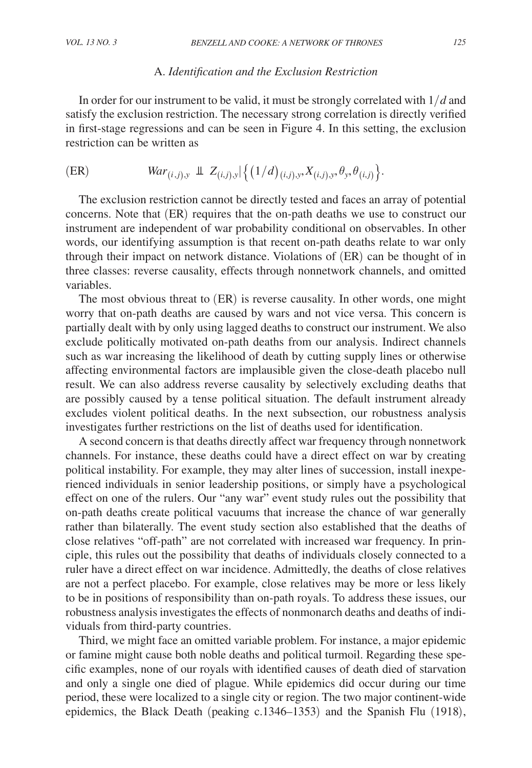### A. *Identification and the Exclusion Restriction*

In order for our instrument to be valid, it must be strongly correlated with $1/d$ and satisfy the exclusion restriction. The necessary strong correlation is directly verified in first-stage regressions and can be seen in Figure 4. In this setting, the exclusion restriction can be written as

$$\text{(ER)} \qquad War_{(i,j),y} \perp\!\!\!\perp Z_{(i,j),y} \,\big|\, \left\{ (1/d)_{(i,j),y}, X_{(i,j),y}, \theta_y, \theta_{(i,j)} \right\}.$$

The exclusion restriction cannot be directly tested and faces an array of potential concerns. Note that (ER) requires that the on-path deaths we use to construct our instrument are independent of war probability conditional on observables. In other words, our identifying assumption is that recent on-path deaths relate to war only through their impact on network distance. Violations of (ER) can be thought of in three classes: reverse causality, effects through nonnetwork channels, and omitted variables.

The most obvious threat to (ER) is reverse causality. In other words, one might worry that on-path deaths are caused by wars and not vice versa. This concern is partially dealt with by only using lagged deaths to construct our instrument. We also exclude politically motivated on-path deaths from our analysis. Indirect channels such as war increasing the likelihood of death by cutting supply lines or otherwise affecting environmental factors are implausible given the close-death placebo null result. We can also address reverse causality by selectively excluding deaths that are possibly caused by a tense political situation. The default instrument already excludes violent political deaths. In the next subsection, our robustness analysis investigates further restrictions on the list of deaths used for identification.

A second concern is that deaths directly affect war frequency through nonnetwork channels. For instance, these deaths could have a direct effect on war by creating political instability. For example, they may alter lines of succession, install inexperienced individuals in senior leadership positions, or simply have a psychological effect on one of the rulers. Our "any war" event study rules out the possibility that on-path deaths create political vacuums that increase the chance of war generally rather than bilaterally. The event study section also established that the deaths of close relatives "off-path" are not correlated with increased war frequency. In principle, this rules out the possibility that deaths of individuals closely connected to a ruler have a direct effect on war incidence. Admittedly, the deaths of close relatives are not a perfect placebo. For example, close relatives may be more or less likely to be in positions of responsibility than on-path royals. To address these issues, our robustness analysis investigates the effects of nonmonarch deaths and deaths of individuals from third-party countries.

Third, we might face an omitted variable problem. For instance, a major epidemic or famine might cause both noble deaths and political turmoil. Regarding these specific examples, none of our royals with identified causes of death died of starvation and only a single one died of plague. While epidemics did occur during our time period, these were localized to a single city or region. The two major continent-wide epidemics, the Black Death (peaking c.1346–1353) and the Spanish Flu (1918),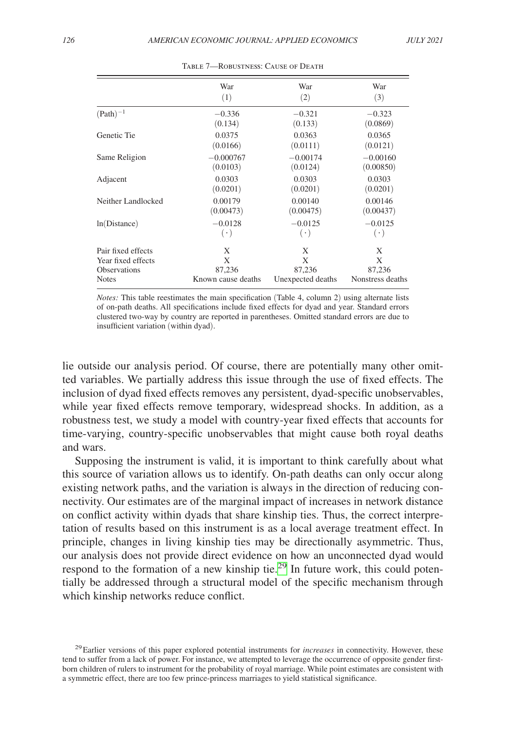Table 7—Robustness: Cause of Death

| | War (1) | War (2) | War (3) |
|---|---|---|---|
| $(\text{Path})^{-1}$ | $-0.336$ | $-0.321$ | $-0.323$ |
| | (0.134) | (0.133) | (0.0869) |
| Genetic Tie | 0.0375 | 0.0363 | 0.0365 |
| | (0.0166) | (0.0111) | (0.0121) |
| Same Religion | $-0.000767$ | $-0.00174$ | $-0.00160$ |
| | (0.0103) | (0.0124) | (0.00850) |
| Adjacent | 0.0303 | 0.0303 | 0.0303 |
| | (0.0201) | (0.0201) | (0.0201) |
| Neither Landlocked | 0.00179 | 0.00140 | 0.00146 |
| | (0.00473) | (0.00475) | (0.00437) |
| ln(Distance) | $-0.0128$ | $-0.0125$ | $-0.0125$ |
| | $(\cdot)$ | $(\cdot)$ | $(\cdot)$ |
| Pair fixed effects | X | X | X |
| Year fixed effects | X | X | X |
| Observations | 87,236 | 87,236 | 87,236 |
| Notes | Known cause deaths | Unexpected deaths | Nonstress deaths |

*Notes:* This table reestimates the main specification (Table 4, column 2) using alternate lists of on-path deaths. All specifications include fixed effects for dyad and year. Standard errors clustered two-way by country are reported in parentheses. Omitted standard errors are due to insufficient variation (within dyad).

lie outside our analysis period. Of course, there are potentially many other omitted variables. We partially address this issue through the use of fixed effects. The inclusion of dyad fixed effects removes any persistent, dyad-specific unobservables, while year fixed effects remove temporary, widespread shocks. In addition, as a robustness test, we study a model with country-year fixed effects that accounts for time-varying, country-specific unobservables that might cause both royal deaths and wars.

Supposing the instrument is valid, it is important to think carefully about what this source of variation allows us to identify. On-path deaths can only occur along existing network paths, and the variation is always in the direction of reducing connectivity. Our estimates are of the marginal impact of increases in network distance on conflict activity within dyads that share kinship ties. Thus, the correct interpretation of results based on this instrument is as a local average treatment effect. In principle, changes in living kinship ties may be directionally asymmetric. Thus, our analysis does not provide direct evidence on how an unconnected dyad would respond to the formation of a new kinship tie.[29] In future work, this could potentially be addressed through a structural model of the specific mechanism through which kinship networks reduce conflict.

[29] Earlier versions of this paper explored potential instruments for *increases* in connectivity. However, these tend to suffer from a lack of power. For instance, we attempted to leverage the occurrence of opposite gender first-born children of rulers to instrument for the probability of royal marriage. While point estimates are consistent with a symmetric effect, there are too few prince-princess marriages to yield statistical significance.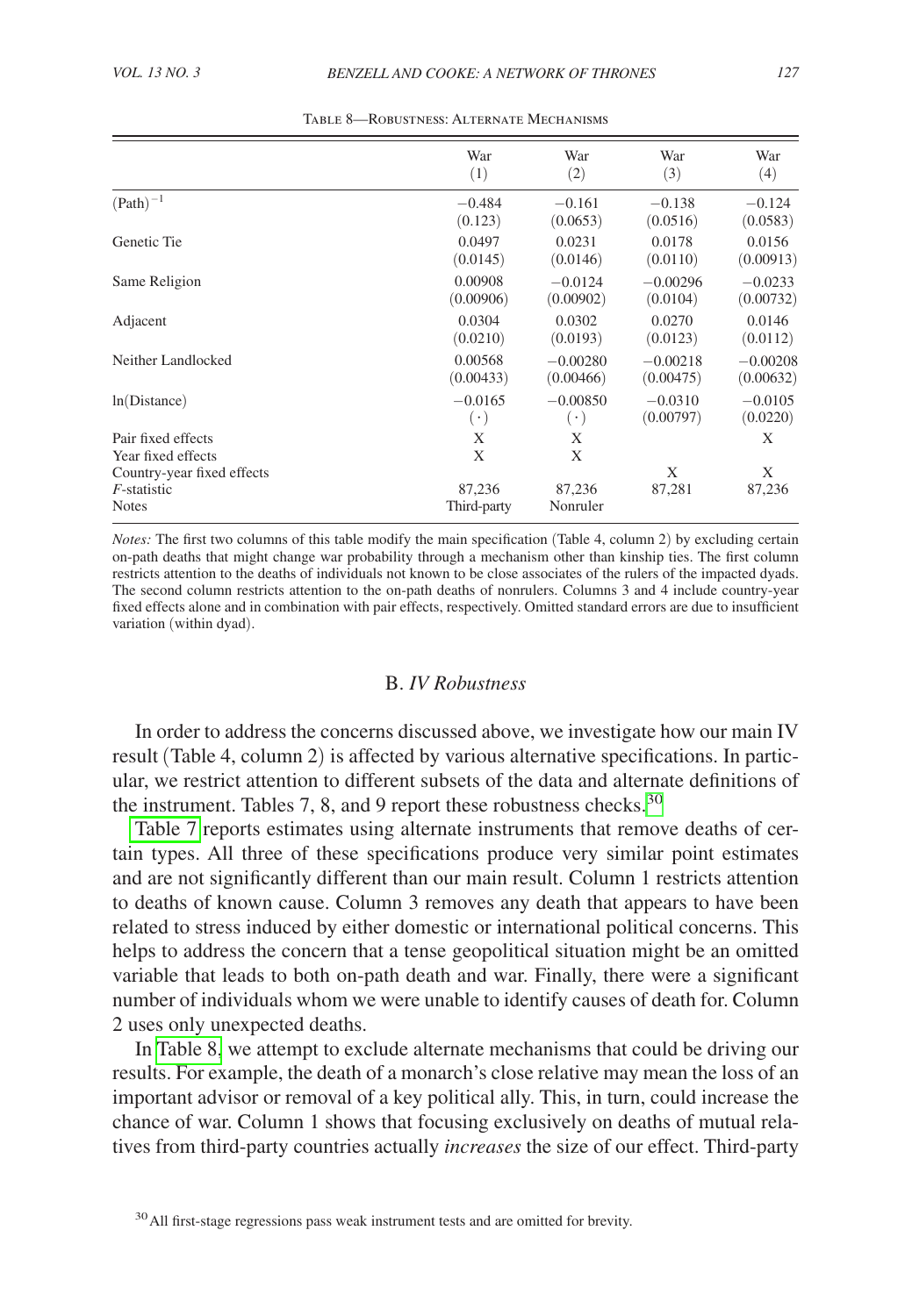Table 8—Robustness: Alternate Mechanisms

| | War (1) | War (2) | War (3) | War (4) |
|---|---|---|---|---|
| $(\text{Path})^{-1}$ | −0.484 | −0.161 | −0.138 | −0.124 |
| | (0.123) | (0.0653) | (0.0516) | (0.0583) |
| Genetic Tie | 0.0497 | 0.0231 | 0.0178 | 0.0156 |
| | (0.0145) | (0.0146) | (0.0110) | (0.00913) |
| Same Religion | 0.00908 | −0.0124 | −0.00296 | −0.0233 |
| | (0.00906) | (0.00902) | (0.0104) | (0.00732) |
| Adjacent | 0.0304 | 0.0302 | 0.0270 | 0.0146 |
| | (0.0210) | (0.0193) | (0.0123) | (0.0112) |
| Neither Landlocked | 0.00568 | −0.00280 | −0.00218 | −0.00208 |
| | (0.00433) | (0.00466) | (0.00475) | (0.00632) |
| ln(Distance) | −0.0165 | −0.00850 | −0.0310 | −0.0105 |
| | $(\cdot)$ | $(\cdot)$ | (0.00797) | (0.0220) |
| Pair fixed effects | X | X | | X |
| Year fixed effects | X | X | | |
| Country-year fixed effects | | | X | X |
| *F*-statistic | 87,236 | 87,236 | 87,281 | 87,236 |
| Notes | Third-party | Nonruler | | |

*Notes:* The first two columns of this table modify the main specification (Table 4, column 2) by excluding certain on-path deaths that might change war probability through a mechanism other than kinship ties. The first column restricts attention to the deaths of individuals not known to be close associates of the rulers of the impacted dyads. The second column restricts attention to the on-path deaths of nonrulers. Columns 3 and 4 include country-year fixed effects alone and in combination with pair effects, respectively. Omitted standard errors are due to insufficient variation (within dyad).

## B. *IV Robustness*

In order to address the concerns discussed above, we investigate how our main IV result (Table 4, column 2) is affected by various alternative specifications. In particular, we restrict attention to different subsets of the data and alternate definitions of the instrument. Tables 7, 8, and 9 report these robustness checks.[30]

Table 7 reports estimates using alternate instruments that remove deaths of certain types. All three of these specifications produce very similar point estimates and are not significantly different than our main result. Column 1 restricts attention to deaths of known cause. Column 3 removes any death that appears to have been related to stress induced by either domestic or international political concerns. This helps to address the concern that a tense geopolitical situation might be an omitted variable that leads to both on-path death and war. Finally, there were a significant number of individuals whom we were unable to identify causes of death for. Column 2 uses only unexpected deaths.

In Table 8, we attempt to exclude alternate mechanisms that could be driving our results. For example, the death of a monarch's close relative may mean the loss of an important advisor or removal of a key political ally. This, in turn, could increase the chance of war. Column 1 shows that focusing exclusively on deaths of mutual relatives from third-party countries actually *increases* the size of our effect. Third-party

[30] All first-stage regressions pass weak instrument tests and are omitted for brevity.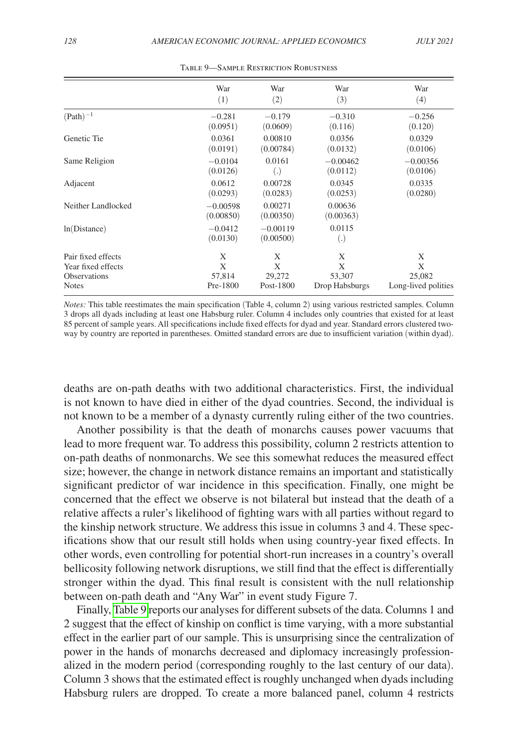Table 9—Sample Restriction Robustness

| | War (1) | War (2) | War (3) | War (4) |
|---|---|---|---|---|
| $(\text{Path})^{-1}$ | −0.281 | −0.179 | −0.310 | −0.256 |
| | (0.0951) | (0.0609) | (0.116) | (0.120) |
| Genetic Tie | 0.0361 | 0.00810 | 0.0356 | 0.0329 |
| | (0.0191) | (0.00784) | (0.0132) | (0.0106) |
| Same Religion | −0.0104 | 0.0161 | −0.00462 | −0.00356 |
| | (0.0126) | (.) | (0.0112) | (0.0106) |
| Adjacent | 0.0612 | 0.00728 | 0.0345 | 0.0335 |
| | (0.0293) | (0.0283) | (0.0253) | (0.0280) |
| Neither Landlocked | −0.00598 | 0.00271 | 0.00636 | |
| | (0.00850) | (0.00350) | (0.00363) | |
| ln(Distance) | −0.0412 | −0.00119 | 0.0115 | |
| | (0.0130) | (0.00500) | (.) | |
| Pair fixed effects | X | X | X | X |
| Year fixed effects | X | X | X | X |
| Observations | 57,814 | 29,272 | 53,307 | 25,082 |
| Notes | Pre-1800 | Post-1800 | Drop Habsburgs | Long-lived polities |

*Notes:* This table reestimates the main specification (Table 4, column 2) using various restricted samples. Column 3 drops all dyads including at least one Habsburg ruler. Column 4 includes only countries that existed for at least 85 percent of sample years. All specifications include fixed effects for dyad and year. Standard errors clustered two-way by country are reported in parentheses. Omitted standard errors are due to insufficient variation (within dyad).

deaths are on-path deaths with two additional characteristics. First, the individual is not known to have died in either of the dyad countries. Second, the individual is not known to be a member of a dynasty currently ruling either of the two countries.

Another possibility is that the death of monarchs causes power vacuums that lead to more frequent war. To address this possibility, column 2 restricts attention to on-path deaths of nonmonarchs. We see this somewhat reduces the measured effect size; however, the change in network distance remains an important and statistically significant predictor of war incidence in this specification. Finally, one might be concerned that the effect we observe is not bilateral but instead that the death of a relative affects a ruler's likelihood of fighting wars with all parties without regard to the kinship network structure. We address this issue in columns 3 and 4. These specifications show that our result still holds when using country-year fixed effects. In other words, even controlling for potential short-run increases in a country's overall bellicosity following network disruptions, we still find that the effect is differentially stronger within the dyad. This final result is consistent with the null relationship between on-path death and "Any War" in event study Figure 7.

Finally, Table 9 reports our analyses for different subsets of the data. Columns 1 and 2 suggest that the effect of kinship on conflict is time varying, with a more substantial effect in the earlier part of our sample. This is unsurprising since the centralization of power in the hands of monarchs decreased and diplomacy increasingly professionalized in the modern period (corresponding roughly to the last century of our data). Column 3 shows that the estimated effect is roughly unchanged when dyads including Habsburg rulers are dropped. To create a more balanced panel, column 4 restricts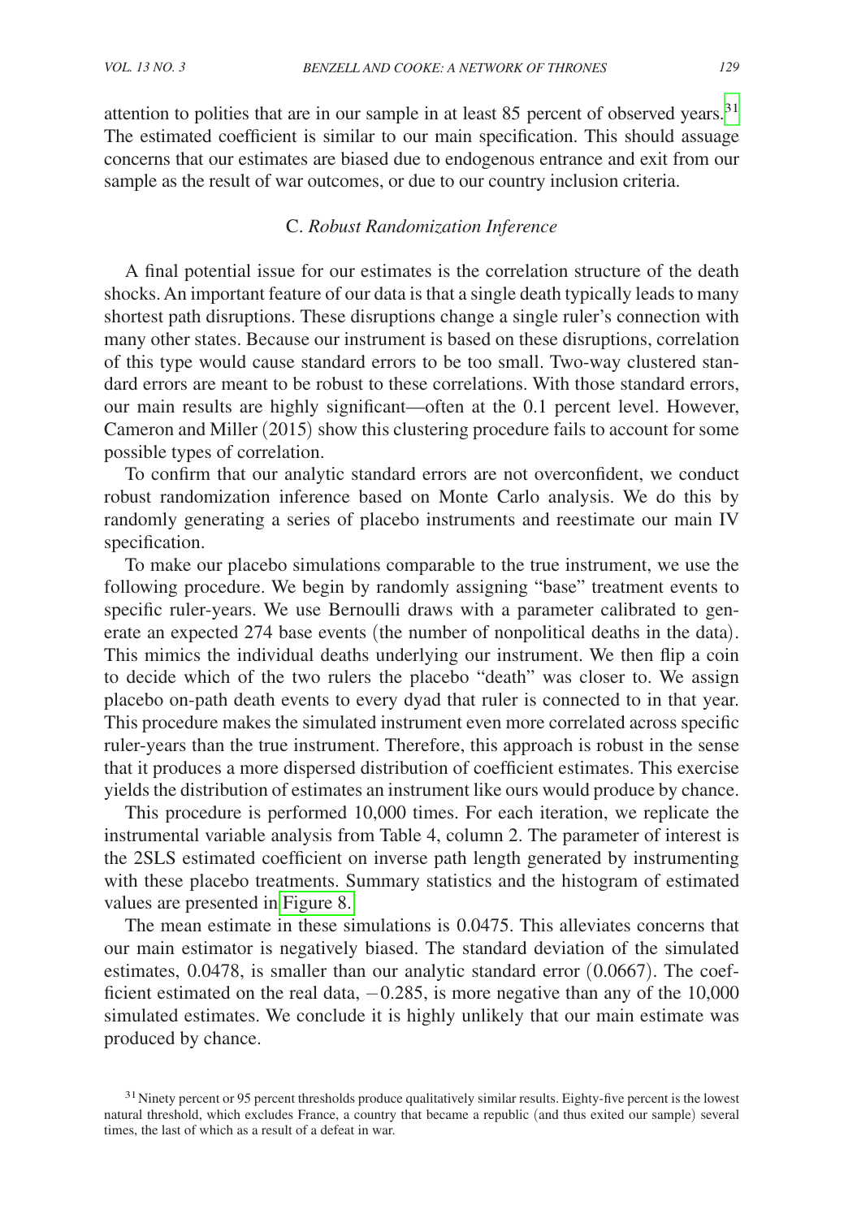attention to polities that are in our sample in at least 85 percent of observed years.[31] The estimated coefficient is similar to our main specification. This should assuage concerns that our estimates are biased due to endogenous entrance and exit from our sample as the result of war outcomes, or due to our country inclusion criteria.

### C. *Robust Randomization Inference*

A final potential issue for our estimates is the correlation structure of the death shocks. An important feature of our data is that a single death typically leads to many shortest path disruptions. These disruptions change a single ruler's connection with many other states. Because our instrument is based on these disruptions, correlation of this type would cause standard errors to be too small. Two-way clustered standard errors are meant to be robust to these correlations. With those standard errors, our main results are highly significant—often at the 0.1 percent level. However, Cameron and Miller (2015) show this clustering procedure fails to account for some possible types of correlation.

To confirm that our analytic standard errors are not overconfident, we conduct robust randomization inference based on Monte Carlo analysis. We do this by randomly generating a series of placebo instruments and reestimate our main IV specification.

To make our placebo simulations comparable to the true instrument, we use the following procedure. We begin by randomly assigning "base" treatment events to specific ruler-years. We use Bernoulli draws with a parameter calibrated to generate an expected 274 base events (the number of nonpolitical deaths in the data). This mimics the individual deaths underlying our instrument. We then flip a coin to decide which of the two rulers the placebo "death" was closer to. We assign placebo on-path death events to every dyad that ruler is connected to in that year. This procedure makes the simulated instrument even more correlated across specific ruler-years than the true instrument. Therefore, this approach is robust in the sense that it produces a more dispersed distribution of coefficient estimates. This exercise yields the distribution of estimates an instrument like ours would produce by chance.

This procedure is performed 10,000 times. For each iteration, we replicate the instrumental variable analysis from Table 4, column 2. The parameter of interest is the 2SLS estimated coefficient on inverse path length generated by instrumenting with these placebo treatments. Summary statistics and the histogram of estimated values are presented in Figure 8.

The mean estimate in these simulations is 0.0475. This alleviates concerns that our main estimator is negatively biased. The standard deviation of the simulated estimates, 0.0478, is smaller than our analytic standard error (0.0667). The coefficient estimated on the real data, −0.285, is more negative than any of the 10,000 simulated estimates. We conclude it is highly unlikely that our main estimate was produced by chance.

[31] Ninety percent or 95 percent thresholds produce qualitatively similar results. Eighty-five percent is the lowest natural threshold, which excludes France, a country that became a republic (and thus exited our sample) several times, the last of which as a result of a defeat in war.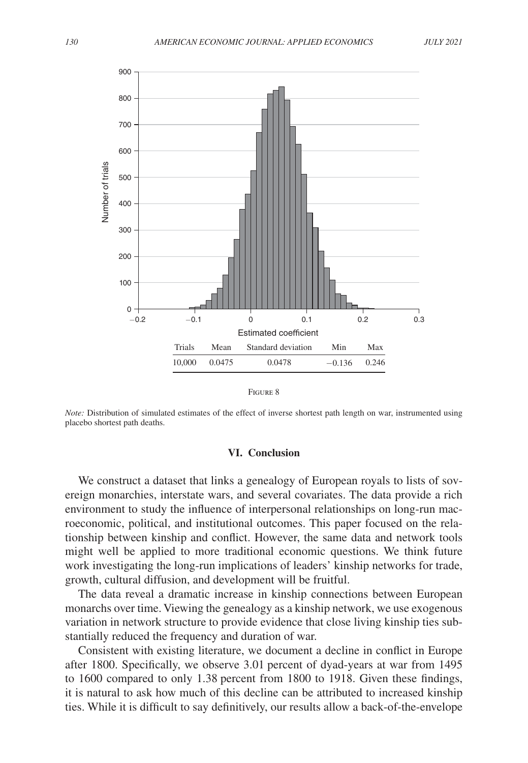| Trials | Mean | Standard deviation | Min | Max |
| --- | --- | --- | --- | --- |
| 10,000 | 0.0475 | 0.0478 | −0.136 | 0.246 |

Figure 8

*Note:* Distribution of simulated estimates of the effect of inverse shortest path length on war, instrumented using placebo shortest path deaths.

## VI. Conclusion

We construct a dataset that links a genealogy of European royals to lists of sovereign monarchies, interstate wars, and several covariates. The data provide a rich environment to study the influence of interpersonal relationships on long-run macroeconomic, political, and institutional outcomes. This paper focused on the relationship between kinship and conflict. However, the same data and network tools might well be applied to more traditional economic questions. We think future work investigating the long-run implications of leaders' kinship networks for trade, growth, cultural diffusion, and development will be fruitful.

The data reveal a dramatic increase in kinship connections between European monarchs over time. Viewing the genealogy as a kinship network, we use exogenous variation in network structure to provide evidence that close living kinship ties substantially reduced the frequency and duration of war.

Consistent with existing literature, we document a decline in conflict in Europe after 1800. Specifically, we observe 3.01 percent of dyad-years at war from 1495 to 1600 compared to only 1.38 percent from 1800 to 1918. Given these findings, it is natural to ask how much of this decline can be attributed to increased kinship ties. While it is difficult to say definitively, our results allow a back-of-the-envelope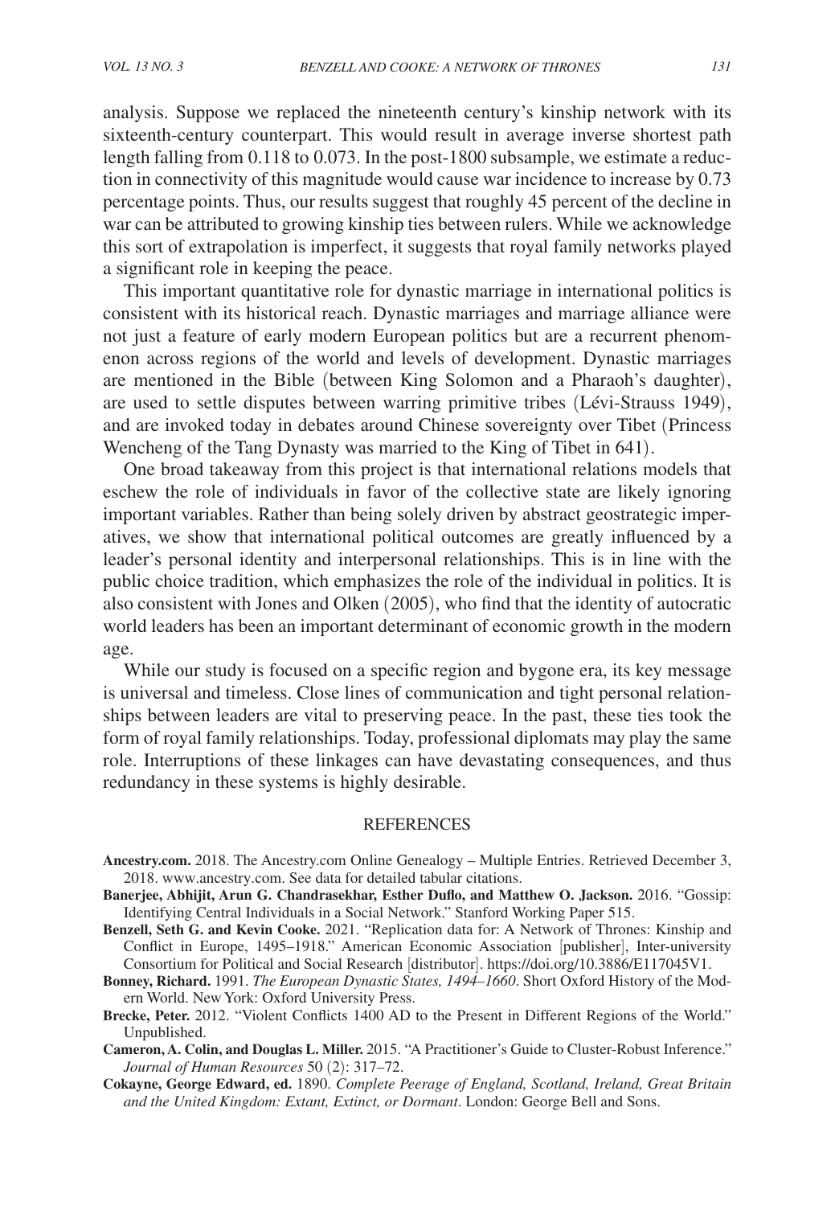analysis. Suppose we replaced the nineteenth century's kinship network with its sixteenth-century counterpart. This would result in average inverse shortest path length falling from 0.118 to 0.073. In the post-1800 subsample, we estimate a reduction in connectivity of this magnitude would cause war incidence to increase by 0.73 percentage points. Thus, our results suggest that roughly 45 percent of the decline in war can be attributed to growing kinship ties between rulers. While we acknowledge this sort of extrapolation is imperfect, it suggests that royal family networks played a significant role in keeping the peace.

This important quantitative role for dynastic marriage in international politics is consistent with its historical reach. Dynastic marriages and marriage alliance were not just a feature of early modern European politics but are a recurrent phenomenon across regions of the world and levels of development. Dynastic marriages are mentioned in the Bible (between King Solomon and a Pharaoh's daughter), are used to settle disputes between warring primitive tribes (Lévi-Strauss 1949), and are invoked today in debates around Chinese sovereignty over Tibet (Princess Wencheng of the Tang Dynasty was married to the King of Tibet in 641).

One broad takeaway from this project is that international relations models that eschew the role of individuals in favor of the collective state are likely ignoring important variables. Rather than being solely driven by abstract geostrategic imperatives, we show that international political outcomes are greatly influenced by a leader's personal identity and interpersonal relationships. This is in line with the public choice tradition, which emphasizes the role of the individual in politics. It is also consistent with Jones and Olken (2005), who find that the identity of autocratic world leaders has been an important determinant of economic growth in the modern age.

While our study is focused on a specific region and bygone era, its key message is universal and timeless. Close lines of communication and tight personal relationships between leaders are vital to preserving peace. In the past, these ties took the form of royal family relationships. Today, professional diplomats may play the same role. Interruptions of these linkages can have devastating consequences, and thus redundancy in these systems is highly desirable.

## REFERENCES

**Ancestry.com.** 2018. The Ancestry.com Online Genealogy – Multiple Entries. Retrieved December 3, 2018. www.ancestry.com. See data for detailed tabular citations.

**Banerjee, Abhijit, Arun G. Chandrasekhar, Esther Duflo, and Matthew O. Jackson.** 2016. "Gossip: Identifying Central Individuals in a Social Network." Stanford Working Paper 515.

**Benzell, Seth G. and Kevin Cooke.** 2021. "Replication data for: A Network of Thrones: Kinship and Conflict in Europe, 1495–1918." American Economic Association [publisher], Inter-university Consortium for Political and Social Research [distributor]. https://doi.org/10.3886/E117045V1.

**Bonney, Richard.** 1991. *The European Dynastic States, 1494–1660*. Short Oxford History of the Modern World. New York: Oxford University Press.

**Brecke, Peter.** 2012. "Violent Conflicts 1400 AD to the Present in Different Regions of the World." Unpublished.

**Cameron, A. Colin, and Douglas L. Miller.** 2015. "A Practitioner's Guide to Cluster-Robust Inference." *Journal of Human Resources* 50 (2): 317–72.

**Cokayne, George Edward, ed.** 1890. *Complete Peerage of England, Scotland, Ireland, Great Britain and the United Kingdom: Extant, Extinct, or Dormant*. London: George Bell and Sons.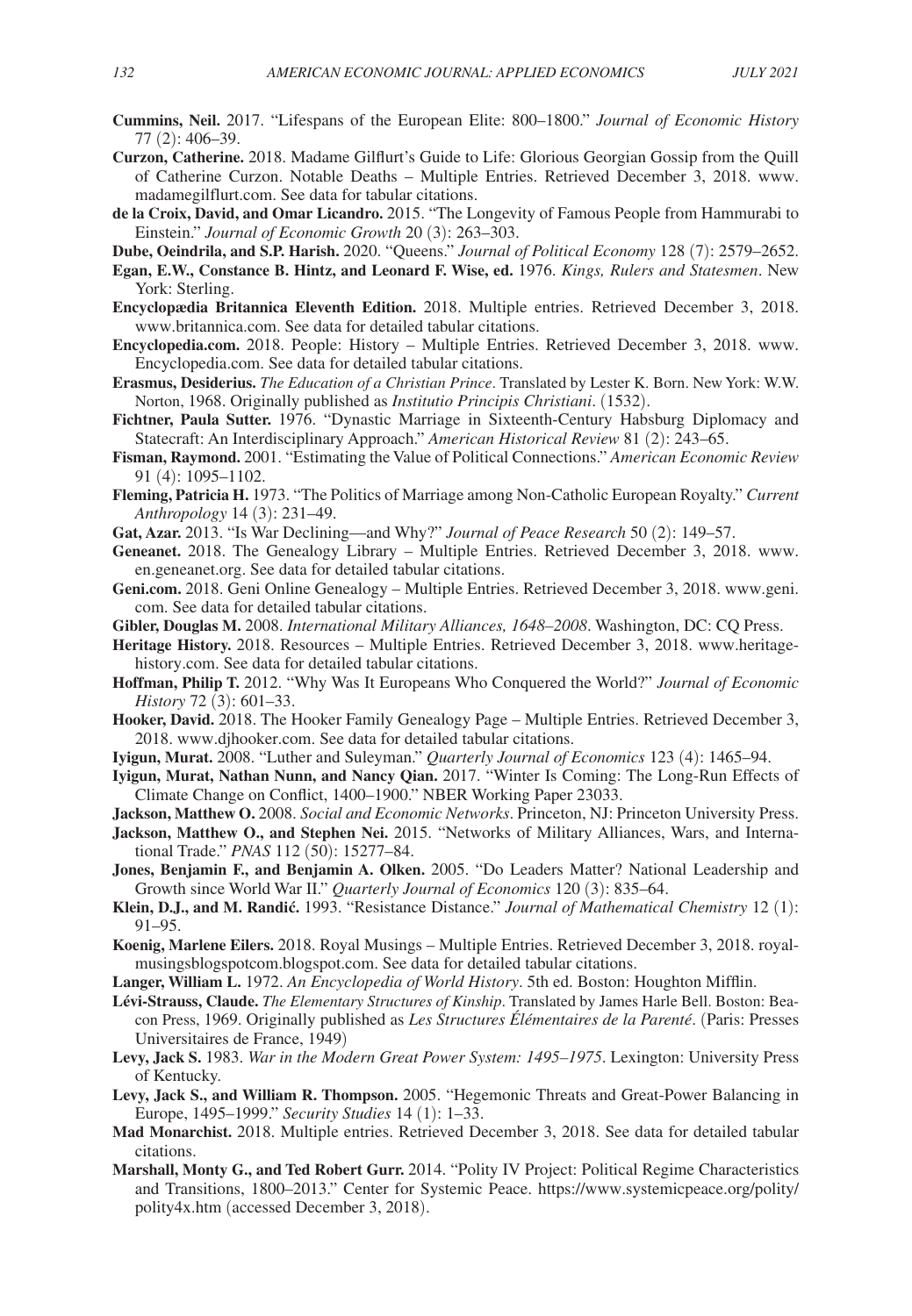**Cummins, Neil.** 2017. "Lifespans of the European Elite: 800–1800." *Journal of Economic History* 77 (2): 406–39.

**Curzon, Catherine.** 2018. Madame Gilflurt's Guide to Life: Glorious Georgian Gossip from the Quill of Catherine Curzon. Notable Deaths – Multiple Entries. Retrieved December 3, 2018. www.madamegilflurt.com. See data for tabular citations.

**de la Croix, David, and Omar Licandro.** 2015. "The Longevity of Famous People from Hammurabi to Einstein." *Journal of Economic Growth* 20 (3): 263–303.

**Dube, Oeindrila, and S.P. Harish.** 2020. "Queens." *Journal of Political Economy* 128 (7): 2579–2652.

**Egan, E.W., Constance B. Hintz, and Leonard F. Wise, ed.** 1976. *Kings, Rulers and Statesmen*. New York: Sterling.

**Encyclopædia Britannica Eleventh Edition.** 2018. Multiple entries. Retrieved December 3, 2018. www.britannica.com. See data for detailed tabular citations.

**Encyclopedia.com.** 2018. People: History – Multiple Entries. Retrieved December 3, 2018. www.Encyclopedia.com. See data for detailed tabular citations.

**Erasmus, Desiderius.** *The Education of a Christian Prince*. Translated by Lester K. Born. New York: W.W. Norton, 1968. Originally published as *Institutio Principis Christiani*. (1532).

**Fichtner, Paula Sutter.** 1976. "Dynastic Marriage in Sixteenth-Century Habsburg Diplomacy and Statecraft: An Interdisciplinary Approach." *American Historical Review* 81 (2): 243–65.

**Fisman, Raymond.** 2001. "Estimating the Value of Political Connections." *American Economic Review* 91 (4): 1095–1102.

**Fleming, Patricia H.** 1973. "The Politics of Marriage among Non-Catholic European Royalty." *Current Anthropology* 14 (3): 231–49.

**Gat, Azar.** 2013. "Is War Declining—and Why?" *Journal of Peace Research* 50 (2): 149–57.

**Geneanet.** 2018. The Genealogy Library – Multiple Entries. Retrieved December 3, 2018. www.en.geneanet.org. See data for detailed tabular citations.

**Geni.com.** 2018. Geni Online Genealogy – Multiple Entries. Retrieved December 3, 2018. www.geni.com. See data for detailed tabular citations.

**Gibler, Douglas M.** 2008. *International Military Alliances, 1648–2008*. Washington, DC: CQ Press.

**Heritage History.** 2018. Resources – Multiple Entries. Retrieved December 3, 2018. www.heritage-history.com. See data for detailed tabular citations.

**Hoffman, Philip T.** 2012. "Why Was It Europeans Who Conquered the World?" *Journal of Economic History* 72 (3): 601–33.

**Hooker, David.** 2018. The Hooker Family Genealogy Page – Multiple Entries. Retrieved December 3, 2018. www.djhooker.com. See data for detailed tabular citations.

**Iyigun, Murat.** 2008. "Luther and Suleyman." *Quarterly Journal of Economics* 123 (4): 1465–94.

**Iyigun, Murat, Nathan Nunn, and Nancy Qian.** 2017. "Winter Is Coming: The Long-Run Effects of Climate Change on Conflict, 1400–1900." NBER Working Paper 23033.

**Jackson, Matthew O.** 2008. *Social and Economic Networks*. Princeton, NJ: Princeton University Press.

**Jackson, Matthew O., and Stephen Nei.** 2015. "Networks of Military Alliances, Wars, and International Trade." *PNAS* 112 (50): 15277–84.

**Jones, Benjamin F., and Benjamin A. Olken.** 2005. "Do Leaders Matter? National Leadership and Growth since World War II." *Quarterly Journal of Economics* 120 (3): 835–64.

**Klein, D.J., and M. Randić.** 1993. "Resistance Distance." *Journal of Mathematical Chemistry* 12 (1): 91–95.

**Koenig, Marlene Eilers.** 2018. Royal Musings – Multiple Entries. Retrieved December 3, 2018. royalmusingsblogspotcom.blogspot.com. See data for detailed tabular citations.

**Langer, William L.** 1972. *An Encyclopedia of World History*. 5th ed. Boston: Houghton Mifflin.

**Lévi-Strauss, Claude.** *The Elementary Structures of Kinship*. Translated by James Harle Bell. Boston: Beacon Press, 1969. Originally published as *Les Structures Élémentaires de la Parenté*. (Paris: Presses Universitaires de France, 1949)

**Levy, Jack S.** 1983. *War in the Modern Great Power System: 1495–1975*. Lexington: University Press of Kentucky.

**Levy, Jack S., and William R. Thompson.** 2005. "Hegemonic Threats and Great-Power Balancing in Europe, 1495–1999." *Security Studies* 14 (1): 1–33.

**Mad Monarchist.** 2018. Multiple entries. Retrieved December 3, 2018. See data for detailed tabular citations.

**Marshall, Monty G., and Ted Robert Gurr.** 2014. "Polity IV Project: Political Regime Characteristics and Transitions, 1800–2013." Center for Systemic Peace. https://www.systemicpeace.org/polity/polity4x.htm (accessed December 3, 2018).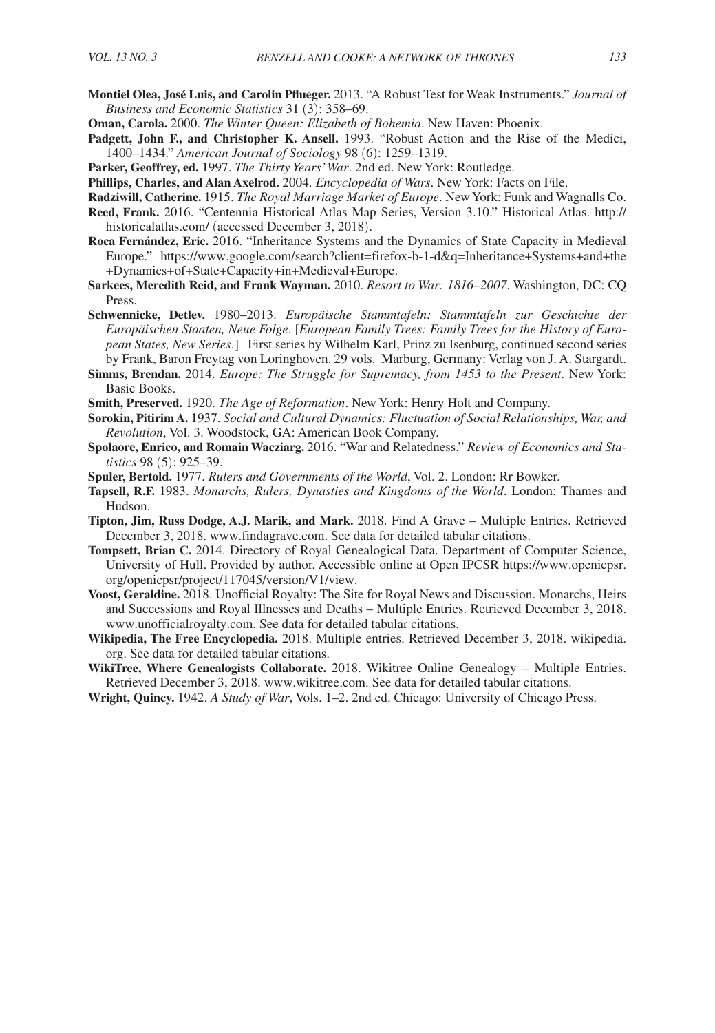**Montiel Olea, José Luis, and Carolin Pflueger.** 2013. "A Robust Test for Weak Instruments." *Journal of Business and Economic Statistics* 31 (3): 358–69.

**Oman, Carola.** 2000. *The Winter Queen: Elizabeth of Bohemia*. New Haven: Phoenix.

**Padgett, John F., and Christopher K. Ansell.** 1993. "Robust Action and the Rise of the Medici, 1400–1434." *American Journal of Sociology* 98 (6): 1259–1319.

**Parker, Geoffrey, ed.** 1997. *The Thirty Years' War*. 2nd ed. New York: Routledge.

**Phillips, Charles, and Alan Axelrod.** 2004. *Encyclopedia of Wars*. New York: Facts on File.

**Radziwill, Catherine.** 1915. *The Royal Marriage Market of Europe*. New York: Funk and Wagnalls Co.

**Reed, Frank.** 2016. "Centennia Historical Atlas Map Series, Version 3.10." Historical Atlas. http://historicalatlas.com/ (accessed December 3, 2018).

**Roca Fernández, Eric.** 2016. "Inheritance Systems and the Dynamics of State Capacity in Medieval Europe." https://www.google.com/search?client=firefox-b-1-d&q=Inheritance+Systems+and+the+Dynamics+of+State+Capacity+in+Medieval+Europe.

**Sarkees, Meredith Reid, and Frank Wayman.** 2010. *Resort to War: 1816–2007*. Washington, DC: CQ Press.

**Schwennicke, Detlev.** 1980–2013. *Europäische Stammtafeln: Stammtafeln zur Geschichte der Europäischen Staaten, Neue Folge*. [*European Family Trees: Family Trees for the History of European States, New Series*.] First series by Wilhelm Karl, Prinz zu Isenburg, continued second series by Frank, Baron Freytag von Loringhoven. 29 vols. Marburg, Germany: Verlag von J. A. Stargardt.

**Simms, Brendan.** 2014. *Europe: The Struggle for Supremacy, from 1453 to the Present*. New York: Basic Books.

**Smith, Preserved.** 1920. *The Age of Reformation*. New York: Henry Holt and Company.

**Sorokin, Pitirim A.** 1937. *Social and Cultural Dynamics: Fluctuation of Social Relationships, War, and Revolution*, Vol. 3. Woodstock, GA: American Book Company.

**Spolaore, Enrico, and Romain Wacziarg.** 2016. "War and Relatedness." *Review of Economics and Statistics* 98 (5): 925–39.

**Spuler, Bertold.** 1977. *Rulers and Governments of the World*, Vol. 2. London: Rr Bowker.

**Tapsell, R.F.** 1983. *Monarchs, Rulers, Dynasties and Kingdoms of the World*. London: Thames and Hudson.

**Tipton, Jim, Russ Dodge, A.J. Marik, and Mark.** 2018. Find A Grave – Multiple Entries. Retrieved December 3, 2018. www.findagrave.com. See data for detailed tabular citations.

**Tompsett, Brian C.** 2014. Directory of Royal Genealogical Data. Department of Computer Science, University of Hull. Provided by author. Accessible online at Open IPCSR https://www.openicpsr.org/openicpsr/project/117045/version/V1/view.

**Voost, Geraldine.** 2018. Unofficial Royalty: The Site for Royal News and Discussion. Monarchs, Heirs and Successions and Royal Illnesses and Deaths – Multiple Entries. Retrieved December 3, 2018. www.unofficialroyalty.com. See data for detailed tabular citations.

**Wikipedia, The Free Encyclopedia.** 2018. Multiple entries. Retrieved December 3, 2018. wikipedia.org. See data for detailed tabular citations.

**WikiTree, Where Genealogists Collaborate.** 2018. Wikitree Online Genealogy – Multiple Entries. Retrieved December 3, 2018. www.wikitree.com. See data for detailed tabular citations.

**Wright, Quincy.** 1942. *A Study of War*, Vols. 1–2. 2nd ed. Chicago: University of Chicago Press.